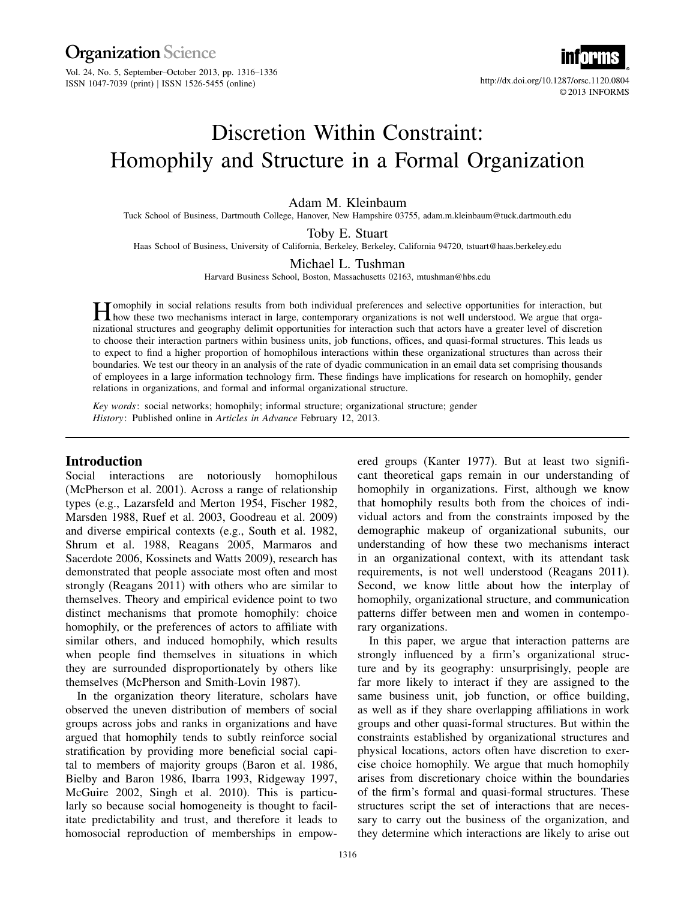# Discretion Within Constraint: Homophily and Structure in a Formal Organization

Adam M. Kleinbaum
Tuck School of Business, Dartmouth College, Hanover, New Hampshire 03755, adam.m.kleinbaum@tuck.dartmouth.edu

Toby E. Stuart
Haas School of Business, University of California, Berkeley, Berkeley, California 94720, tstuart@haas.berkeley.edu

Michael L. Tushman
Harvard Business School, Boston, Massachusetts 02163, mtushman@hbs.edu

Homophily in social relations results from both individual preferences and selective opportunities for interaction, but how these two mechanisms interact in large, contemporary organizations is not well understood. We argue that organizational structures and geography delimit opportunities for interaction such that actors have a greater level of discretion to choose their interaction partners within business units, job functions, offices, and quasi-formal structures. This leads us to expect to find a higher proportion of homophilous interactions within these organizational structures than across their boundaries. We test our theory in an analysis of the rate of dyadic communication in an email data set comprising thousands of employees in a large information technology firm. These findings have implications for research on homophily, gender relations in organizations, and formal and informal organizational structure.

*Key words*: social networks; homophily; informal structure; organizational structure; gender
*History*: Published online in *Articles in Advance* February 12, 2013.

## Introduction

Social interactions are notoriously homophilous (McPherson et al. 2001). Across a range of relationship types (e.g., Lazarsfeld and Merton 1954, Fischer 1982, Marsden 1988, Ruef et al. 2003, Goodreau et al. 2009) and diverse empirical contexts (e.g., South et al. 1982, Shrum et al. 1988, Reagans 2005, Marmaros and Sacerdote 2006, Kossinets and Watts 2009), research has demonstrated that people associate most often and most strongly (Reagans 2011) with others who are similar to themselves. Theory and empirical evidence point to two distinct mechanisms that promote homophily: choice homophily, or the preferences of actors to affiliate with similar others, and induced homophily, which results when people find themselves in situations in which they are surrounded disproportionately by others like themselves (McPherson and Smith-Lovin 1987).

In the organization theory literature, scholars have observed the uneven distribution of members of social groups across jobs and ranks in organizations and have argued that homophily tends to subtly reinforce social stratification by providing more beneficial social capital to members of majority groups (Baron et al. 1986, Bielby and Baron 1986, Ibarra 1993, Ridgeway 1997, McGuire 2002, Singh et al. 2010). This is particularly so because social homogeneity is thought to facilitate predictability and trust, and therefore it leads to homosocial reproduction of memberships in empowered groups (Kanter 1977). But at least two significant theoretical gaps remain in our understanding of homophily in organizations. First, although we know that homophily results both from the choices of individual actors and from the constraints imposed by the demographic makeup of organizational subunits, our understanding of how these two mechanisms interact in an organizational context, with its attendant task requirements, is not well understood (Reagans 2011). Second, we know little about how the interplay of homophily, organizational structure, and communication patterns differ between men and women in contemporary organizations.

In this paper, we argue that interaction patterns are strongly influenced by a firm's organizational structure and by its geography: unsurprisingly, people are far more likely to interact if they are assigned to the same business unit, job function, or office building, as well as if they share overlapping affiliations in work groups and other quasi-formal structures. But within the constraints established by organizational structures and physical locations, actors often have discretion to exercise choice homophily. We argue that much homophily arises from discretionary choice within the boundaries of the firm's formal and quasi-formal structures. These structures script the set of interactions that are necessary to carry out the business of the organization, and they determine which interactions are likely to arise out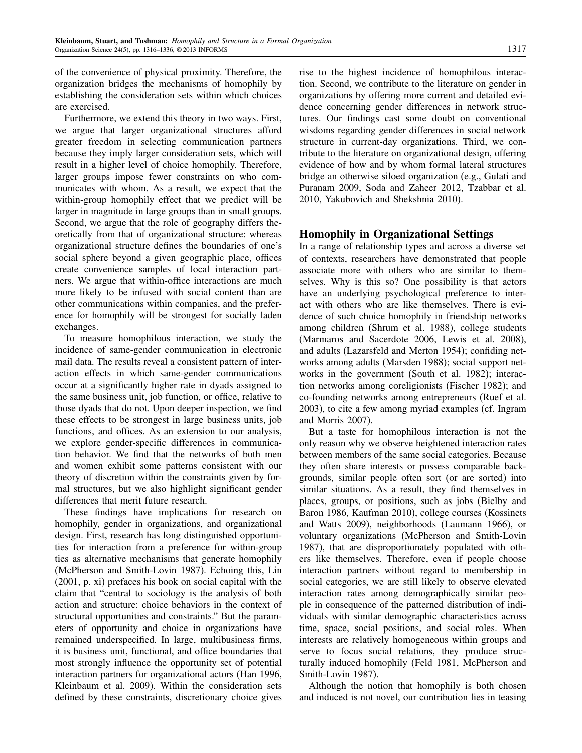of the convenience of physical proximity. Therefore, the organization bridges the mechanisms of homophily by establishing the consideration sets within which choices are exercised.

Furthermore, we extend this theory in two ways. First, we argue that larger organizational structures afford greater freedom in selecting communication partners because they imply larger consideration sets, which will result in a higher level of choice homophily. Therefore, larger groups impose fewer constraints on who communicates with whom. As a result, we expect that the within-group homophily effect that we predict will be larger in magnitude in large groups than in small groups. Second, we argue that the role of geography differs theoretically from that of organizational structure: whereas organizational structure defines the boundaries of one's social sphere beyond a given geographic place, offices create convenience samples of local interaction partners. We argue that within-office interactions are much more likely to be infused with social content than are other communications within companies, and the preference for homophily will be strongest for socially laden exchanges.

To measure homophilous interaction, we study the incidence of same-gender communication in electronic mail data. The results reveal a consistent pattern of interaction effects in which same-gender communications occur at a significantly higher rate in dyads assigned to the same business unit, job function, or office, relative to those dyads that do not. Upon deeper inspection, we find these effects to be strongest in large business units, job functions, and offices. As an extension to our analysis, we explore gender-specific differences in communication behavior. We find that the networks of both men and women exhibit some patterns consistent with our theory of discretion within the constraints given by formal structures, but we also highlight significant gender differences that merit future research.

These findings have implications for research on homophily, gender in organizations, and organizational design. First, research has long distinguished opportunities for interaction from a preference for within-group ties as alternative mechanisms that generate homophily (McPherson and Smith-Lovin 1987). Echoing this, Lin (2001, p. xi) prefaces his book on social capital with the claim that "central to sociology is the analysis of both action and structure: choice behaviors in the context of structural opportunities and constraints." But the parameters of opportunity and choice in organizations have remained underspecified. In large, multibusiness firms, it is business unit, functional, and office boundaries that most strongly influence the opportunity set of potential interaction partners for organizational actors (Han 1996, Kleinbaum et al. 2009). Within the consideration sets defined by these constraints, discretionary choice gives rise to the highest incidence of homophilous interaction. Second, we contribute to the literature on gender in organizations by offering more current and detailed evidence concerning gender differences in network structures. Our findings cast some doubt on conventional wisdoms regarding gender differences in social network structure in current-day organizations. Third, we contribute to the literature on organizational design, offering evidence of how and by whom formal lateral structures bridge an otherwise siloed organization (e.g., Gulati and Puranam 2009, Soda and Zaheer 2012, Tzabbar et al. 2010, Yakubovich and Shekshnia 2010).

## Homophily in Organizational Settings

In a range of relationship types and across a diverse set of contexts, researchers have demonstrated that people associate more with others who are similar to themselves. Why is this so? One possibility is that actors have an underlying psychological preference to interact with others who are like themselves. There is evidence of such choice homophily in friendship networks among children (Shrum et al. 1988), college students (Marmaros and Sacerdote 2006, Lewis et al. 2008), and adults (Lazarsfeld and Merton 1954); confiding networks among adults (Marsden 1988); social support networks in the government (South et al. 1982); interaction networks among coreligionists (Fischer 1982); and co-founding networks among entrepreneurs (Ruef et al. 2003), to cite a few among myriad examples (cf. Ingram and Morris 2007).

But a taste for homophilous interaction is not the only reason why we observe heightened interaction rates between members of the same social categories. Because they often share interests or possess comparable backgrounds, similar people often sort (or are sorted) into similar situations. As a result, they find themselves in places, groups, or positions, such as jobs (Bielby and Baron 1986, Kaufman 2010), college courses (Kossinets and Watts 2009), neighborhoods (Laumann 1966), or voluntary organizations (McPherson and Smith-Lovin 1987), that are disproportionately populated with others like themselves. Therefore, even if people choose interaction partners without regard to membership in social categories, we are still likely to observe elevated interaction rates among demographically similar people in consequence of the patterned distribution of individuals with similar demographic characteristics across time, space, social positions, and social roles. When interests are relatively homogeneous within groups and serve to focus social relations, they produce structurally induced homophily (Feld 1981, McPherson and Smith-Lovin 1987).

Although the notion that homophily is both chosen and induced is not novel, our contribution lies in teasing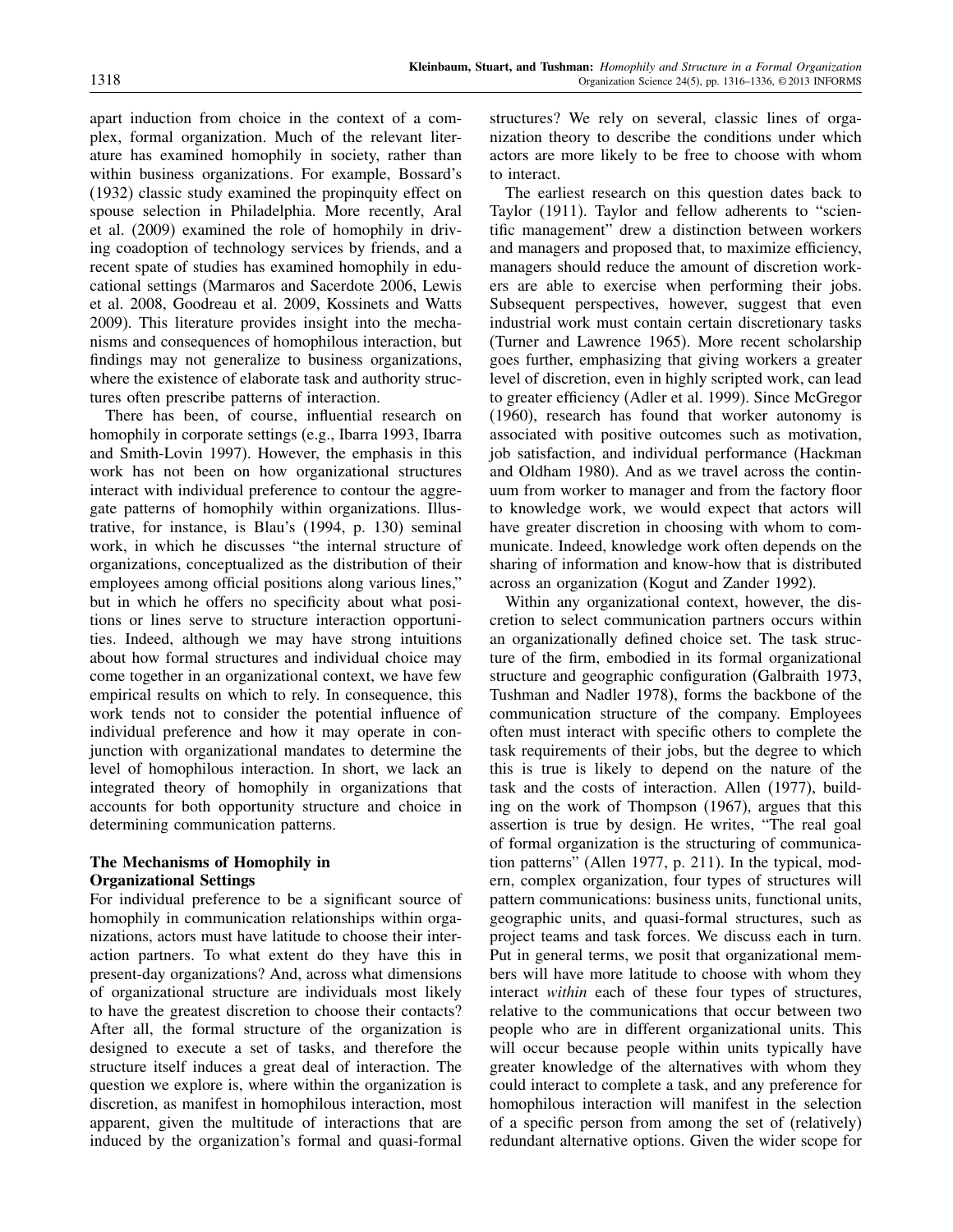apart induction from choice in the context of a complex, formal organization. Much of the relevant literature has examined homophily in society, rather than within business organizations. For example, Bossard's (1932) classic study examined the propinquity effect on spouse selection in Philadelphia. More recently, Aral et al. (2009) examined the role of homophily in driving coadoption of technology services by friends, and a recent spate of studies has examined homophily in educational settings (Marmaros and Sacerdote 2006, Lewis et al. 2008, Goodreau et al. 2009, Kossinets and Watts 2009). This literature provides insight into the mechanisms and consequences of homophilous interaction, but findings may not generalize to business organizations, where the existence of elaborate task and authority structures often prescribe patterns of interaction.

There has been, of course, influential research on homophily in corporate settings (e.g., Ibarra 1993, Ibarra and Smith-Lovin 1997). However, the emphasis in this work has not been on how organizational structures interact with individual preference to contour the aggregate patterns of homophily within organizations. Illustrative, for instance, is Blau's (1994, p. 130) seminal work, in which he discusses "the internal structure of organizations, conceptualized as the distribution of their employees among official positions along various lines," but in which he offers no specificity about what positions or lines serve to structure interaction opportunities. Indeed, although we may have strong intuitions about how formal structures and individual choice may come together in an organizational context, we have few empirical results on which to rely. In consequence, this work tends not to consider the potential influence of individual preference and how it may operate in conjunction with organizational mandates to determine the level of homophilous interaction. In short, we lack an integrated theory of homophily in organizations that accounts for both opportunity structure and choice in determining communication patterns.

## The Mechanisms of Homophily in Organizational Settings

For individual preference to be a significant source of homophily in communication relationships within organizations, actors must have latitude to choose their interaction partners. To what extent do they have this in present-day organizations? And, across what dimensions of organizational structure are individuals most likely to have the greatest discretion to choose their contacts? After all, the formal structure of the organization is designed to execute a set of tasks, and therefore the structure itself induces a great deal of interaction. The question we explore is, where within the organization is discretion, as manifest in homophilous interaction, most apparent, given the multitude of interactions that are induced by the organization's formal and quasi-formal structures? We rely on several, classic lines of organization theory to describe the conditions under which actors are more likely to be free to choose with whom to interact.

The earliest research on this question dates back to Taylor (1911). Taylor and fellow adherents to "scientific management" drew a distinction between workers and managers and proposed that, to maximize efficiency, managers should reduce the amount of discretion workers are able to exercise when performing their jobs. Subsequent perspectives, however, suggest that even industrial work must contain certain discretionary tasks (Turner and Lawrence 1965). More recent scholarship goes further, emphasizing that giving workers a greater level of discretion, even in highly scripted work, can lead to greater efficiency (Adler et al. 1999). Since McGregor (1960), research has found that worker autonomy is associated with positive outcomes such as motivation, job satisfaction, and individual performance (Hackman and Oldham 1980). And as we travel across the continuum from worker to manager and from the factory floor to knowledge work, we would expect that actors will have greater discretion in choosing with whom to communicate. Indeed, knowledge work often depends on the sharing of information and know-how that is distributed across an organization (Kogut and Zander 1992).

Within any organizational context, however, the discretion to select communication partners occurs within an organizationally defined choice set. The task structure of the firm, embodied in its formal organizational structure and geographic configuration (Galbraith 1973, Tushman and Nadler 1978), forms the backbone of the communication structure of the company. Employees often must interact with specific others to complete the task requirements of their jobs, but the degree to which this is true is likely to depend on the nature of the task and the costs of interaction. Allen (1977), building on the work of Thompson (1967), argues that this assertion is true by design. He writes, "The real goal of formal organization is the structuring of communication patterns" (Allen 1977, p. 211). In the typical, modern, complex organization, four types of structures will pattern communications: business units, functional units, geographic units, and quasi-formal structures, such as project teams and task forces. We discuss each in turn. Put in general terms, we posit that organizational members will have more latitude to choose with whom they interact *within* each of these four types of structures, relative to the communications that occur between two people who are in different organizational units. This will occur because people within units typically have greater knowledge of the alternatives with whom they could interact to complete a task, and any preference for homophilous interaction will manifest in the selection of a specific person from among the set of (relatively) redundant alternative options. Given the wider scope for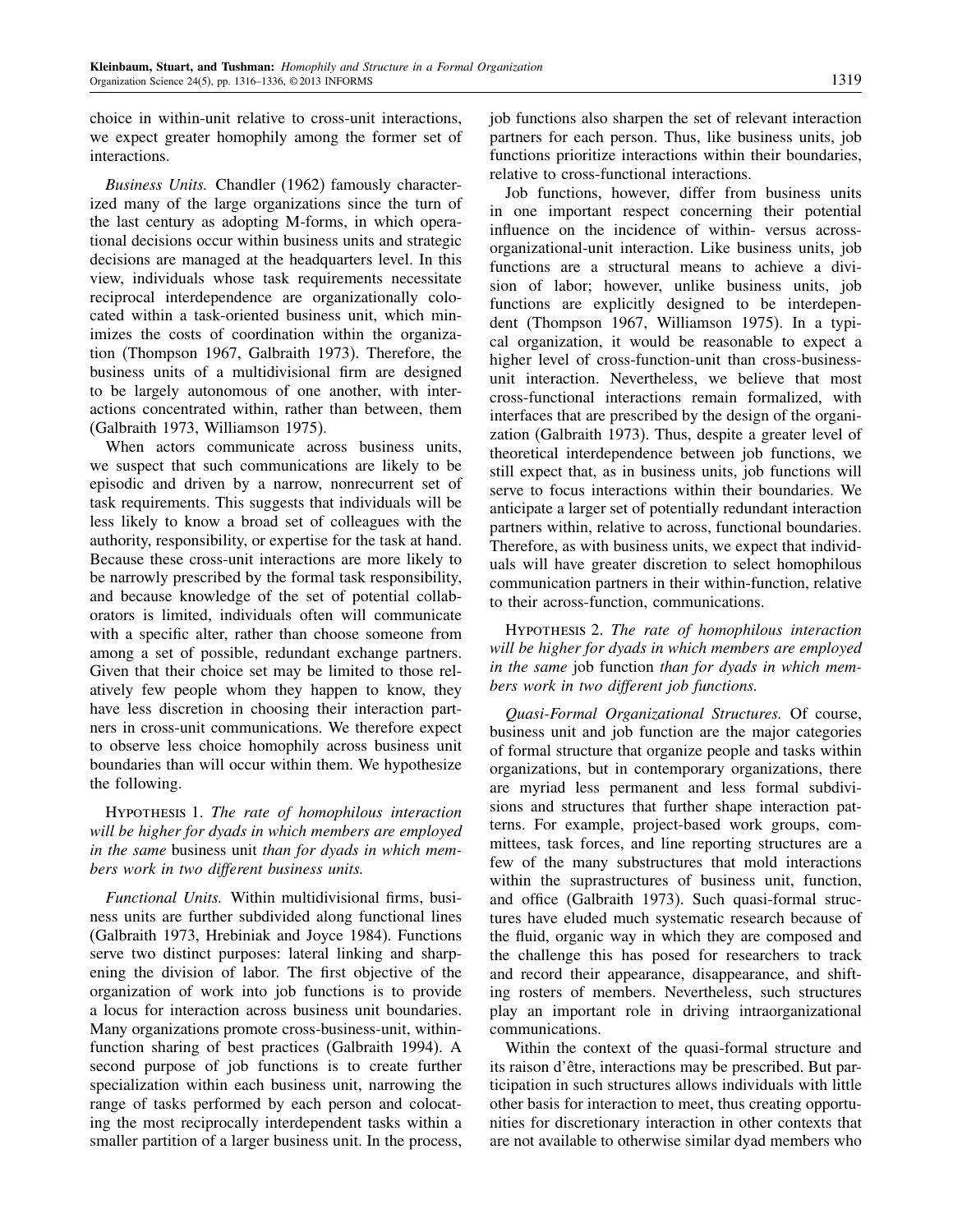choice in within-unit relative to cross-unit interactions, we expect greater homophily among the former set of interactions.

*Business Units.* Chandler (1962) famously characterized many of the large organizations since the turn of the last century as adopting M-forms, in which operational decisions occur within business units and strategic decisions are managed at the headquarters level. In this view, individuals whose task requirements necessitate reciprocal interdependence are organizationally colocated within a task-oriented business unit, which minimizes the costs of coordination within the organization (Thompson 1967, Galbraith 1973). Therefore, the business units of a multidivisional firm are designed to be largely autonomous of one another, with interactions concentrated within, rather than between, them (Galbraith 1973, Williamson 1975).

When actors communicate across business units, we suspect that such communications are likely to be episodic and driven by a narrow, nonrecurrent set of task requirements. This suggests that individuals will be less likely to know a broad set of colleagues with the authority, responsibility, or expertise for the task at hand. Because these cross-unit interactions are more likely to be narrowly prescribed by the formal task responsibility, and because knowledge of the set of potential collaborators is limited, individuals often will communicate with a specific alter, rather than choose someone from among a set of possible, redundant exchange partners. Given that their choice set may be limited to those relatively few people whom they happen to know, they have less discretion in choosing their interaction partners in cross-unit communications. We therefore expect to observe less choice homophily across business unit boundaries than will occur within them. We hypothesize the following.

Hypothesis 1. *The rate of homophilous interaction will be higher for dyads in which members are employed in the same* business unit *than for dyads in which members work in two different business units.*

*Functional Units.* Within multidivisional firms, business units are further subdivided along functional lines (Galbraith 1973, Hrebiniak and Joyce 1984). Functions serve two distinct purposes: lateral linking and sharpening the division of labor. The first objective of the organization of work into job functions is to provide a locus for interaction across business unit boundaries. Many organizations promote cross-business-unit, within-function sharing of best practices (Galbraith 1994). A second purpose of job functions is to create further specialization within each business unit, narrowing the range of tasks performed by each person and colocating the most reciprocally interdependent tasks within a smaller partition of a larger business unit. In the process, job functions also sharpen the set of relevant interaction partners for each person. Thus, like business units, job functions prioritize interactions within their boundaries, relative to cross-functional interactions.

Job functions, however, differ from business units in one important respect concerning their potential influence on the incidence of within- versus across-organizational-unit interaction. Like business units, job functions are a structural means to achieve a division of labor; however, unlike business units, job functions are explicitly designed to be interdependent (Thompson 1967, Williamson 1975). In a typical organization, it would be reasonable to expect a higher level of cross-function-unit than cross-business-unit interaction. Nevertheless, we believe that most cross-functional interactions remain formalized, with interfaces that are prescribed by the design of the organization (Galbraith 1973). Thus, despite a greater level of theoretical interdependence between job functions, we still expect that, as in business units, job functions will serve to focus interactions within their boundaries. We anticipate a larger set of potentially redundant interaction partners within, relative to across, functional boundaries. Therefore, as with business units, we expect that individuals will have greater discretion to select homophilous communication partners in their within-function, relative to their across-function, communications.

Hypothesis 2. *The rate of homophilous interaction will be higher for dyads in which members are employed in the same* job function *than for dyads in which members work in two different job functions.*

*Quasi-Formal Organizational Structures.* Of course, business unit and job function are the major categories of formal structure that organize people and tasks within organizations, but in contemporary organizations, there are myriad less permanent and less formal subdivisions and structures that further shape interaction patterns. For example, project-based work groups, committees, task forces, and line reporting structures are a few of the many substructures that mold interactions within the suprastructures of business unit, function, and office (Galbraith 1973). Such quasi-formal structures have eluded much systematic research because of the fluid, organic way in which they are composed and the challenge this has posed for researchers to track and record their appearance, disappearance, and shifting rosters of members. Nevertheless, such structures play an important role in driving intraorganizational communications.

Within the context of the quasi-formal structure and its raison d'être, interactions may be prescribed. But participation in such structures allows individuals with little other basis for interaction to meet, thus creating opportunities for discretionary interaction in other contexts that are not available to otherwise similar dyad members who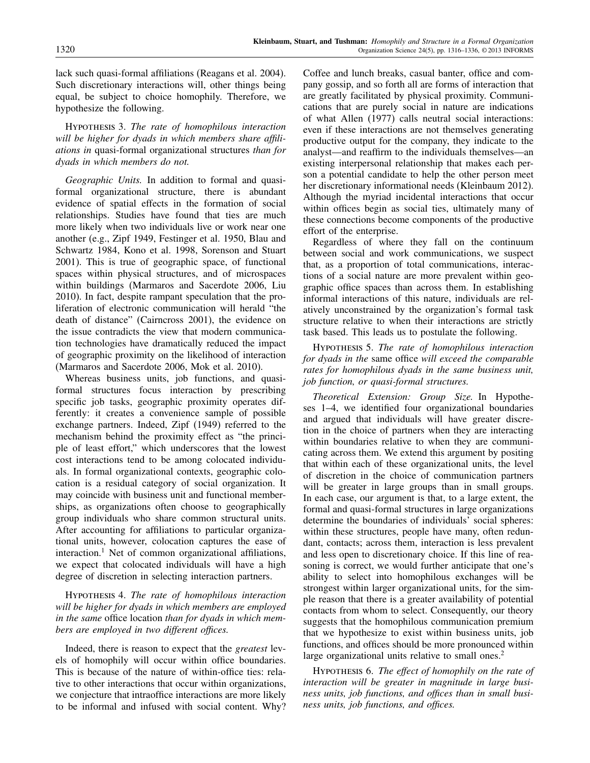lack such quasi-formal affiliations (Reagans et al. 2004). Such discretionary interactions will, other things being equal, be subject to choice homophily. Therefore, we hypothesize the following.

HYPOTHESIS 3. *The rate of homophilous interaction will be higher for dyads in which members share affiliations in* quasi-formal organizational structures *than for dyads in which members do not.*

*Geographic Units.* In addition to formal and quasi-formal organizational structure, there is abundant evidence of spatial effects in the formation of social relationships. Studies have found that ties are much more likely when two individuals live or work near one another (e.g., Zipf 1949, Festinger et al. 1950, Blau and Schwartz 1984, Kono et al. 1998, Sorenson and Stuart 2001). This is true of geographic space, of functional spaces within physical structures, and of microspaces within buildings (Marmaros and Sacerdote 2006, Liu 2010). In fact, despite rampant speculation that the proliferation of electronic communication will herald "the death of distance" (Cairncross 2001), the evidence on the issue contradicts the view that modern communication technologies have dramatically reduced the impact of geographic proximity on the likelihood of interaction (Marmaros and Sacerdote 2006, Mok et al. 2010).

Whereas business units, job functions, and quasi-formal structures focus interaction by prescribing specific job tasks, geographic proximity operates differently: it creates a convenience sample of possible exchange partners. Indeed, Zipf (1949) referred to the mechanism behind the proximity effect as "the principle of least effort," which underscores that the lowest cost interactions tend to be among colocated individuals. In formal organizational contexts, geographic colocation is a residual category of social organization. It may coincide with business unit and functional memberships, as organizations often choose to geographically group individuals who share common structural units. After accounting for affiliations to particular organizational units, however, colocation captures the ease of interaction.[1] Net of common organizational affiliations, we expect that colocated individuals will have a high degree of discretion in selecting interaction partners.

HYPOTHESIS 4. *The rate of homophilous interaction will be higher for dyads in which members are employed in the same* office location *than for dyads in which members are employed in two different offices.*

Indeed, there is reason to expect that the *greatest* levels of homophily will occur within office boundaries. This is because of the nature of within-office ties: relative to other interactions that occur within organizations, we conjecture that intraoffice interactions are more likely to be informal and infused with social content. Why? Coffee and lunch breaks, casual banter, office and company gossip, and so forth all are forms of interaction that are greatly facilitated by physical proximity. Communications that are purely social in nature are indications of what Allen (1977) calls neutral social interactions: even if these interactions are not themselves generating productive output for the company, they indicate to the analyst—and reaffirm to the individuals themselves—an existing interpersonal relationship that makes each person a potential candidate to help the other person meet her discretionary informational needs (Kleinbaum 2012). Although the myriad incidental interactions that occur within offices begin as social ties, ultimately many of these connections become components of the productive effort of the enterprise.

Regardless of where they fall on the continuum between social and work communications, we suspect that, as a proportion of total communications, interactions of a social nature are more prevalent within geographic office spaces than across them. In establishing informal interactions of this nature, individuals are relatively unconstrained by the organization's formal task structure relative to when their interactions are strictly task based. This leads us to postulate the following.

HYPOTHESIS 5. *The rate of homophilous interaction for dyads in the* same office *will exceed the comparable rates for homophilous dyads in the same business unit, job function, or quasi-formal structures.*

*Theoretical Extension: Group Size.* In Hypotheses 1–4, we identified four organizational boundaries and argued that individuals will have greater discretion in the choice of partners when they are interacting within boundaries relative to when they are communicating across them. We extend this argument by positing that within each of these organizational units, the level of discretion in the choice of communication partners will be greater in large groups than in small groups. In each case, our argument is that, to a large extent, the formal and quasi-formal structures in large organizations determine the boundaries of individuals' social spheres: within these structures, people have many, often redundant, contacts; across them, interaction is less prevalent and less open to discretionary choice. If this line of reasoning is correct, we would further anticipate that one's ability to select into homophilous exchanges will be strongest within larger organizational units, for the simple reason that there is a greater availability of potential contacts from whom to select. Consequently, our theory suggests that the homophilous communication premium that we hypothesize to exist within business units, job functions, and offices should be more pronounced within large organizational units relative to small ones.[2]

HYPOTHESIS 6. *The effect of homophily on the rate of interaction will be greater in magnitude in large business units, job functions, and offices than in small business units, job functions, and offices.*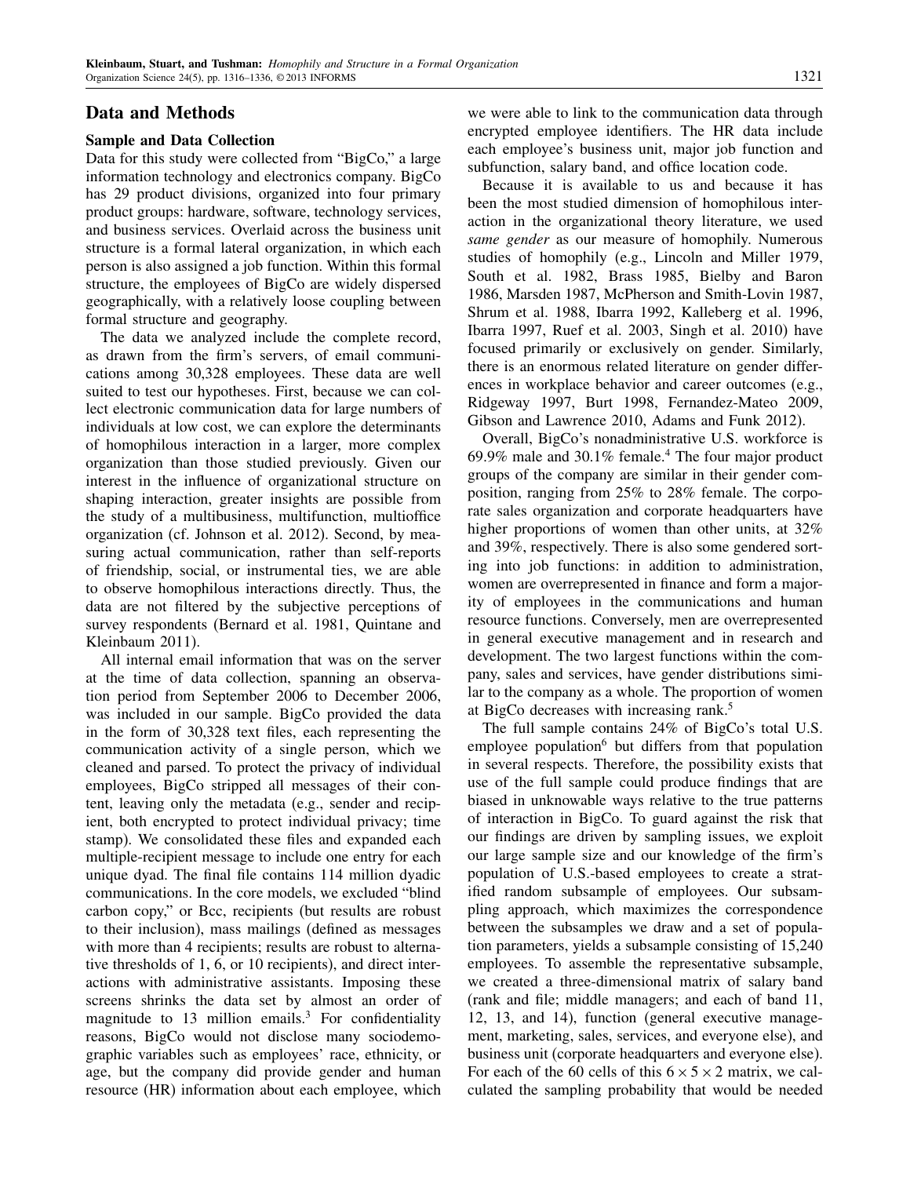## Data and Methods

### Sample and Data Collection

Data for this study were collected from "BigCo," a large information technology and electronics company. BigCo has 29 product divisions, organized into four primary product groups: hardware, software, technology services, and business services. Overlaid across the business unit structure is a formal lateral organization, in which each person is also assigned a job function. Within this formal structure, the employees of BigCo are widely dispersed geographically, with a relatively loose coupling between formal structure and geography.

The data we analyzed include the complete record, as drawn from the firm's servers, of email communications among 30,328 employees. These data are well suited to test our hypotheses. First, because we can collect electronic communication data for large numbers of individuals at low cost, we can explore the determinants of homophilous interaction in a larger, more complex organization than those studied previously. Given our interest in the influence of organizational structure on shaping interaction, greater insights are possible from the study of a multibusiness, multifunction, multioffice organization (cf. Johnson et al. 2012). Second, by measuring actual communication, rather than self-reports of friendship, social, or instrumental ties, we are able to observe homophilous interactions directly. Thus, the data are not filtered by the subjective perceptions of survey respondents (Bernard et al. 1981, Quintane and Kleinbaum 2011).

All internal email information that was on the server at the time of data collection, spanning an observation period from September 2006 to December 2006, was included in our sample. BigCo provided the data in the form of 30,328 text files, each representing the communication activity of a single person, which we cleaned and parsed. To protect the privacy of individual employees, BigCo stripped all messages of their content, leaving only the metadata (e.g., sender and recipient, both encrypted to protect individual privacy; time stamp). We consolidated these files and expanded each multiple-recipient message to include one entry for each unique dyad. The final file contains 114 million dyadic communications. In the core models, we excluded "blind carbon copy," or Bcc, recipients (but results are robust to their inclusion), mass mailings (defined as messages with more than 4 recipients; results are robust to alternative thresholds of 1, 6, or 10 recipients), and direct interactions with administrative assistants. Imposing these screens shrinks the data set by almost an order of magnitude to 13 million emails.[3] For confidentiality reasons, BigCo would not disclose many sociodemographic variables such as employees' race, ethnicity, or age, but the company did provide gender and human resource (HR) information about each employee, which we were able to link to the communication data through encrypted employee identifiers. The HR data include each employee's business unit, major job function and subfunction, salary band, and office location code.

Because it is available to us and because it has been the most studied dimension of homophilous interaction in the organizational theory literature, we used *same gender* as our measure of homophily. Numerous studies of homophily (e.g., Lincoln and Miller 1979, South et al. 1982, Brass 1985, Bielby and Baron 1986, Marsden 1987, McPherson and Smith-Lovin 1987, Shrum et al. 1988, Ibarra 1992, Kalleberg et al. 1996, Ibarra 1997, Ruef et al. 2003, Singh et al. 2010) have focused primarily or exclusively on gender. Similarly, there is an enormous related literature on gender differences in workplace behavior and career outcomes (e.g., Ridgeway 1997, Burt 1998, Fernandez-Mateo 2009, Gibson and Lawrence 2010, Adams and Funk 2012).

Overall, BigCo's nonadministrative U.S. workforce is 69.9% male and 30.1% female.[4] The four major product groups of the company are similar in their gender composition, ranging from 25% to 28% female. The corporate sales organization and corporate headquarters have higher proportions of women than other units, at 32% and 39%, respectively. There is also some gendered sorting into job functions: in addition to administration, women are overrepresented in finance and form a majority of employees in the communications and human resource functions. Conversely, men are overrepresented in general executive management and in research and development. The two largest functions within the company, sales and services, have gender distributions similar to the company as a whole. The proportion of women at BigCo decreases with increasing rank.[5]

The full sample contains 24% of BigCo's total U.S. employee population[6] but differs from that population in several respects. Therefore, the possibility exists that use of the full sample could produce findings that are biased in unknowable ways relative to the true patterns of interaction in BigCo. To guard against the risk that our findings are driven by sampling issues, we exploit our large sample size and our knowledge of the firm's population of U.S.-based employees to create a stratified random subsample of employees. Our subsampling approach, which maximizes the correspondence between the subsamples we draw and a set of population parameters, yields a subsample consisting of 15,240 employees. To assemble the representative subsample, we created a three-dimensional matrix of salary band (rank and file; middle managers; and each of band 11, 12, 13, and 14), function (general executive management, marketing, sales, services, and everyone else), and business unit (corporate headquarters and everyone else). For each of the 60 cells of this $6 \times 5 \times 2$ matrix, we calculated the sampling probability that would be needed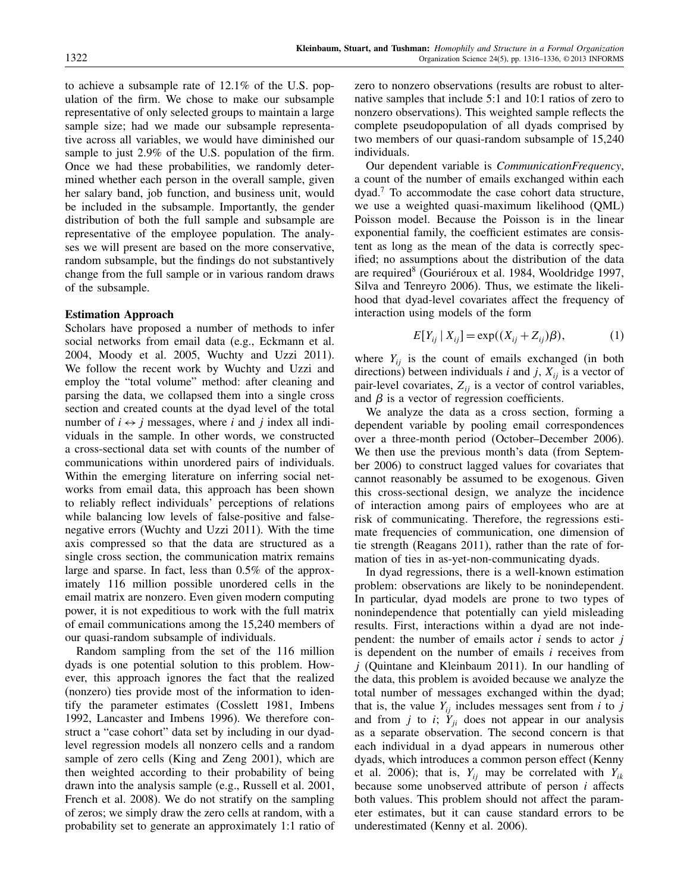to achieve a subsample rate of 12.1% of the U.S. population of the firm. We chose to make our subsample representative of only selected groups to maintain a large sample size; had we made our subsample representative across all variables, we would have diminished our sample to just 2.9% of the U.S. population of the firm. Once we had these probabilities, we randomly determined whether each person in the overall sample, given her salary band, job function, and business unit, would be included in the subsample. Importantly, the gender distribution of both the full sample and subsample are representative of the employee population. The analyses we will present are based on the more conservative, random subsample, but the findings do not substantively change from the full sample or in various random draws of the subsample.

### Estimation Approach

Scholars have proposed a number of methods to infer social networks from email data (e.g., Eckmann et al. 2004, Moody et al. 2005, Wuchty and Uzzi 2011). We follow the recent work by Wuchty and Uzzi and employ the "total volume" method: after cleaning and parsing the data, we collapsed them into a single cross section and created counts at the dyad level of the total number of $i \leftrightarrow j$ messages, where $i$ and $j$ index all individuals in the sample. In other words, we constructed a cross-sectional data set with counts of the number of communications within unordered pairs of individuals. Within the emerging literature on inferring social networks from email data, this approach has been shown to reliably reflect individuals' perceptions of relations while balancing low levels of false-positive and false-negative errors (Wuchty and Uzzi 2011). With the time axis compressed so that the data are structured as a single cross section, the communication matrix remains large and sparse. In fact, less than 0.5% of the approximately 116 million possible unordered cells in the email matrix are nonzero. Even given modern computing power, it is not expeditious to work with the full matrix of email communications among the 15,240 members of our quasi-random subsample of individuals.

Random sampling from the set of the 116 million dyads is one potential solution to this problem. However, this approach ignores the fact that the realized (nonzero) ties provide most of the information to identify the parameter estimates (Cosslett 1981, Imbens 1992, Lancaster and Imbens 1996). We therefore construct a "case cohort" data set by including in our dyad-level regression models all nonzero cells and a random sample of zero cells (King and Zeng 2001), which are then weighted according to their probability of being drawn into the analysis sample (e.g., Russell et al. 2001, French et al. 2008). We do not stratify on the sampling of zeros; we simply draw the zero cells at random, with a probability set to generate an approximately 1:1 ratio of zero to nonzero observations (results are robust to alternative samples that include 5:1 and 10:1 ratios of zero to nonzero observations). This weighted sample reflects the complete pseudopopulation of all dyads comprised by two members of our quasi-random subsample of 15,240 individuals.

Our dependent variable is *CommunicationFrequency*, a count of the number of emails exchanged within each dyad.[7] To accommodate the case cohort data structure, we use a weighted quasi-maximum likelihood (QML) Poisson model. Because the Poisson is in the linear exponential family, the coefficient estimates are consistent as long as the mean of the data is correctly specified; no assumptions about the distribution of the data are required[8] (Gouriéroux et al. 1984, Wooldridge 1997, Silva and Tenreyro 2006). Thus, we estimate the likelihood that dyad-level covariates affect the frequency of interaction using models of the form

$$E[Y_{ij} \mid X_{ij}] = \exp((X_{ij} + Z_{ij})\beta), \qquad (1)$$

where $Y_{ij}$ is the count of emails exchanged (in both directions) between individuals $i$ and $j$, $X_{ij}$ is a vector of pair-level covariates, $Z_{ij}$ is a vector of control variables, and $\beta$ is a vector of regression coefficients.

We analyze the data as a cross section, forming a dependent variable by pooling email correspondences over a three-month period (October–December 2006). We then use the previous month's data (from September 2006) to construct lagged values for covariates that cannot reasonably be assumed to be exogenous. Given this cross-sectional design, we analyze the incidence of interaction among pairs of employees who are at risk of communicating. Therefore, the regressions estimate frequencies of communication, one dimension of tie strength (Reagans 2011), rather than the rate of formation of ties in as-yet-non-communicating dyads.

In dyad regressions, there is a well-known estimation problem: observations are likely to be nonindependent. In particular, dyad models are prone to two types of nonindependence that potentially can yield misleading results. First, interactions within a dyad are not independent: the number of emails actor $i$ sends to actor $j$ is dependent on the number of emails $i$ receives from $j$ (Quintane and Kleinbaum 2011). In our handling of the data, this problem is avoided because we analyze the total number of messages exchanged within the dyad; that is, the value $Y_{ij}$ includes messages sent from $i$ to $j$ and from $j$ to $i$; $Y_{ji}$ does not appear in our analysis as a separate observation. The second concern is that each individual in a dyad appears in numerous other dyads, which introduces a common person effect (Kenny et al. 2006); that is, $Y_{ij}$ may be correlated with $Y_{ik}$ because some unobserved attribute of person $i$ affects both values. This problem should not affect the parameter estimates, but it can cause standard errors to be underestimated (Kenny et al. 2006).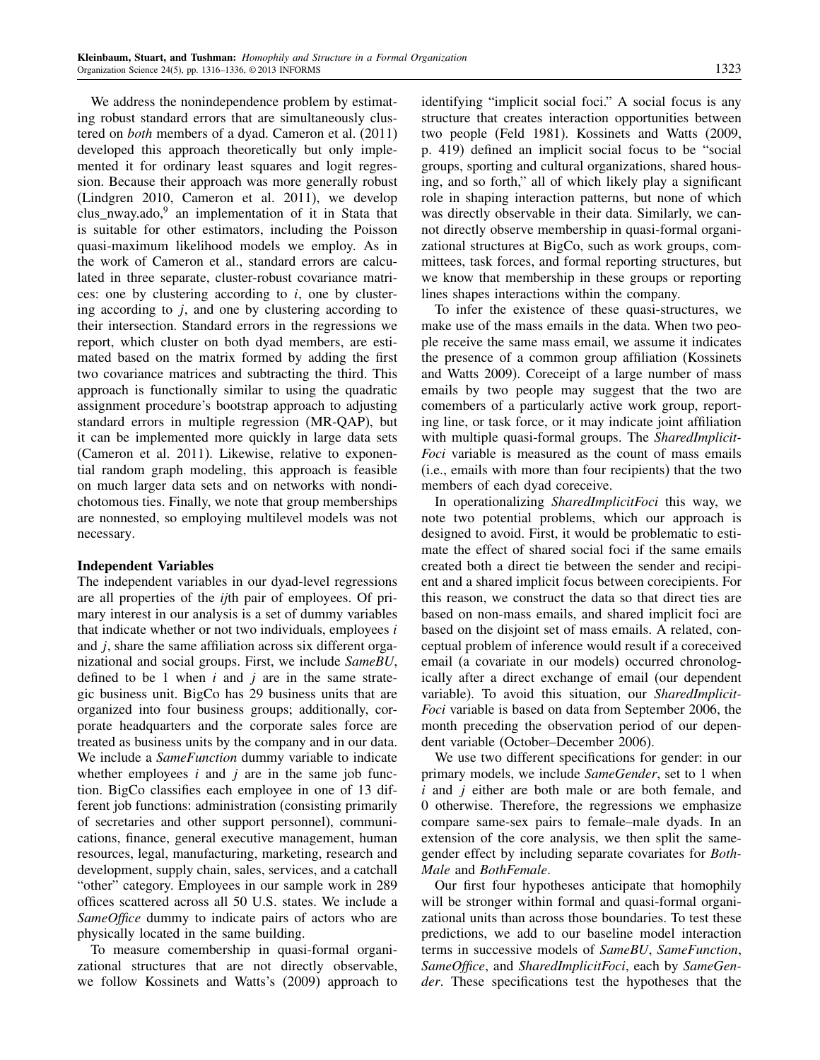We address the nonindependence problem by estimating robust standard errors that are simultaneously clustered on *both* members of a dyad. Cameron et al. (2011) developed this approach theoretically but only implemented it for ordinary least squares and logit regression. Because their approach was more generally robust (Lindgren 2010, Cameron et al. 2011), we develop clus_nway.ado,[9] an implementation of it in Stata that is suitable for other estimators, including the Poisson quasi-maximum likelihood models we employ. As in the work of Cameron et al., standard errors are calculated in three separate, cluster-robust covariance matrices: one by clustering according to $i$, one by clustering according to $j$, and one by clustering according to their intersection. Standard errors in the regressions we report, which cluster on both dyad members, are estimated based on the matrix formed by adding the first two covariance matrices and subtracting the third. This approach is functionally similar to using the quadratic assignment procedure's bootstrap approach to adjusting standard errors in multiple regression (MR-QAP), but it can be implemented more quickly in large data sets (Cameron et al. 2011). Likewise, relative to exponential random graph modeling, this approach is feasible on much larger data sets and on networks with nondichotomous ties. Finally, we note that group memberships are nonnested, so employing multilevel models was not necessary.

### Independent Variables

The independent variables in our dyad-level regressions are all properties of the *ij*th pair of employees. Of primary interest in our analysis is a set of dummy variables that indicate whether or not two individuals, employees $i$ and $j$, share the same affiliation across six different organizational and social groups. First, we include *SameBU*, defined to be 1 when $i$ and $j$ are in the same strategic business unit. BigCo has 29 business units that are organized into four business groups; additionally, corporate headquarters and the corporate sales force are treated as business units by the company and in our data. We include a *SameFunction* dummy variable to indicate whether employees $i$ and $j$ are in the same job function. BigCo classifies each employee in one of 13 different job functions: administration (consisting primarily of secretaries and other support personnel), communications, finance, general executive management, human resources, legal, manufacturing, marketing, research and development, supply chain, sales, services, and a catchall "other" category. Employees in our sample work in 289 offices scattered across all 50 U.S. states. We include a *SameOffice* dummy to indicate pairs of actors who are physically located in the same building.

To measure comembership in quasi-formal organizational structures that are not directly observable, we follow Kossinets and Watts's (2009) approach to identifying "implicit social foci." A social focus is any structure that creates interaction opportunities between two people (Feld 1981). Kossinets and Watts (2009, p. 419) defined an implicit social focus to be "social groups, sporting and cultural organizations, shared housing, and so forth," all of which likely play a significant role in shaping interaction patterns, but none of which was directly observable in their data. Similarly, we cannot directly observe membership in quasi-formal organizational structures at BigCo, such as work groups, committees, task forces, and formal reporting structures, but we know that membership in these groups or reporting lines shapes interactions within the company.

To infer the existence of these quasi-structures, we make use of the mass emails in the data. When two people receive the same mass email, we assume it indicates the presence of a common group affiliation (Kossinets and Watts 2009). Coreceipt of a large number of mass emails by two people may suggest that the two are comembers of a particularly active work group, reporting line, or task force, or it may indicate joint affiliation with multiple quasi-formal groups. The *SharedImplicitFoci* variable is measured as the count of mass emails (i.e., emails with more than four recipients) that the two members of each dyad coreceive.

In operationalizing *SharedImplicitFoci* this way, we note two potential problems, which our approach is designed to avoid. First, it would be problematic to estimate the effect of shared social foci if the same emails created both a direct tie between the sender and recipient and a shared implicit focus between corecipients. For this reason, we construct the data so that direct ties are based on non-mass emails, and shared implicit foci are based on the disjoint set of mass emails. A related, conceptual problem of inference would result if a coreceived email (a covariate in our models) occurred chronologically after a direct exchange of email (our dependent variable). To avoid this situation, our *SharedImplicitFoci* variable is based on data from September 2006, the month preceding the observation period of our dependent variable (October–December 2006).

We use two different specifications for gender: in our primary models, we include *SameGender*, set to 1 when $i$ and $j$ either are both male or are both female, and 0 otherwise. Therefore, the regressions we emphasize compare same-sex pairs to female–male dyads. In an extension of the core analysis, we then split the same-gender effect by including separate covariates for *BothMale* and *BothFemale*.

Our first four hypotheses anticipate that homophily will be stronger within formal and quasi-formal organizational units than across those boundaries. To test these predictions, we add to our baseline model interaction terms in successive models of *SameBU*, *SameFunction*, *SameOffice*, and *SharedImplicitFoci*, each by *SameGender*. These specifications test the hypotheses that the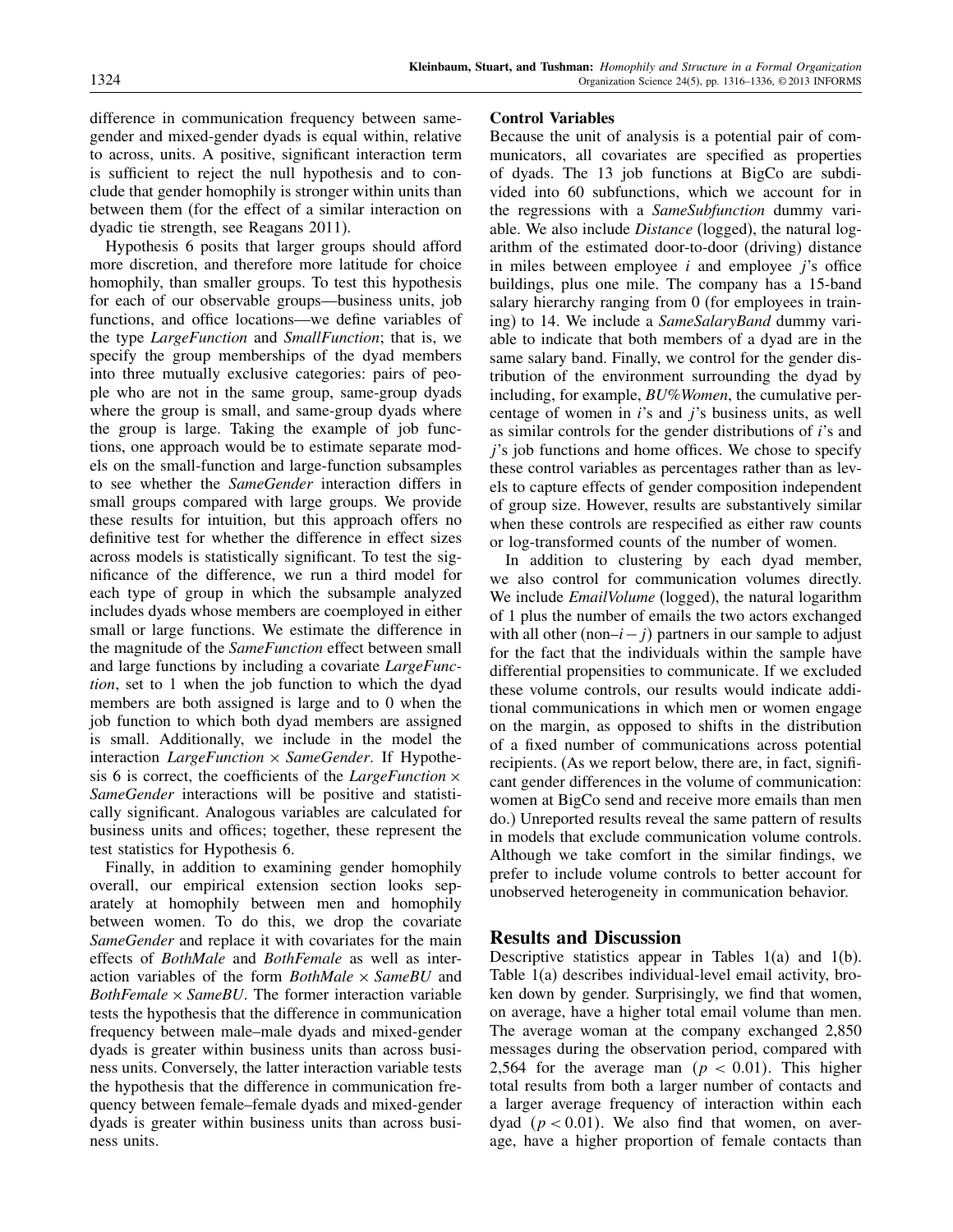difference in communication frequency between same-gender and mixed-gender dyads is equal within, relative to across, units. A positive, significant interaction term is sufficient to reject the null hypothesis and to conclude that gender homophily is stronger within units than between them (for the effect of a similar interaction on dyadic tie strength, see Reagans 2011).

Hypothesis 6 posits that larger groups should afford more discretion, and therefore more latitude for choice homophily, than smaller groups. To test this hypothesis for each of our observable groups—business units, job functions, and office locations—we define variables of the type *LargeFunction* and *SmallFunction*; that is, we specify the group memberships of the dyad members into three mutually exclusive categories: pairs of people who are not in the same group, same-group dyads where the group is small, and same-group dyads where the group is large. Taking the example of job functions, one approach would be to estimate separate models on the small-function and large-function subsamples to see whether the *SameGender* interaction differs in small groups compared with large groups. We provide these results for intuition, but this approach offers no definitive test for whether the difference in effect sizes across models is statistically significant. To test the significance of the difference, we run a third model for each type of group in which the subsample analyzed includes dyads whose members are coemployed in either small or large functions. We estimate the difference in the magnitude of the *SameFunction* effect between small and large functions by including a covariate *LargeFunction*, set to 1 when the job function to which the dyad members are both assigned is large and to 0 when the job function to which both dyad members are assigned is small. Additionally, we include in the model the interaction *LargeFunction* × *SameGender*. If Hypothesis 6 is correct, the coefficients of the *LargeFunction* × *SameGender* interactions will be positive and statistically significant. Analogous variables are calculated for business units and offices; together, these represent the test statistics for Hypothesis 6.

Finally, in addition to examining gender homophily overall, our empirical extension section looks separately at homophily between men and homophily between women. To do this, we drop the covariate *SameGender* and replace it with covariates for the main effects of *BothMale* and *BothFemale* as well as interaction variables of the form *BothMale* × *SameBU* and *BothFemale* × *SameBU*. The former interaction variable tests the hypothesis that the difference in communication frequency between male–male dyads and mixed-gender dyads is greater within business units than across business units. Conversely, the latter interaction variable tests the hypothesis that the difference in communication frequency between female–female dyads and mixed-gender dyads is greater within business units than across business units.

### Control Variables

Because the unit of analysis is a potential pair of communicators, all covariates are specified as properties of dyads. The 13 job functions at BigCo are subdivided into 60 subfunctions, which we account for in the regressions with a *SameSubfunction* dummy variable. We also include *Distance* (logged), the natural logarithm of the estimated door-to-door (driving) distance in miles between employee $i$ and employee $j$'s office buildings, plus one mile. The company has a 15-band salary hierarchy ranging from 0 (for employees in training) to 14. We include a *SameSalaryBand* dummy variable to indicate that both members of a dyad are in the same salary band. Finally, we control for the gender distribution of the environment surrounding the dyad by including, for example, *BU%Women*, the cumulative percentage of women in $i$'s and $j$'s business units, as well as similar controls for the gender distributions of $i$'s and $j$'s job functions and home offices. We chose to specify these control variables as percentages rather than as levels to capture effects of gender composition independent of group size. However, results are substantively similar when these controls are respecified as either raw counts or log-transformed counts of the number of women.

In addition to clustering by each dyad member, we also control for communication volumes directly. We include *EmailVolume* (logged), the natural logarithm of 1 plus the number of emails the two actors exchanged with all other (non–$i-j$) partners in our sample to adjust for the fact that the individuals within the sample have differential propensities to communicate. If we excluded these volume controls, our results would indicate additional communications in which men or women engage on the margin, as opposed to shifts in the distribution of a fixed number of communications across potential recipients. (As we report below, there are, in fact, significant gender differences in the volume of communication: women at BigCo send and receive more emails than men do.) Unreported results reveal the same pattern of results in models that exclude communication volume controls. Although we take comfort in the similar findings, we prefer to include volume controls to better account for unobserved heterogeneity in communication behavior.

## Results and Discussion

Descriptive statistics appear in Tables 1(a) and 1(b). Table 1(a) describes individual-level email activity, broken down by gender. Surprisingly, we find that women, on average, have a higher total email volume than men. The average woman at the company exchanged 2,850 messages during the observation period, compared with 2,564 for the average man ($p < 0.01$). This higher total results from both a larger number of contacts and a larger average frequency of interaction within each dyad ($p < 0.01$). We also find that women, on average, have a higher proportion of female contacts than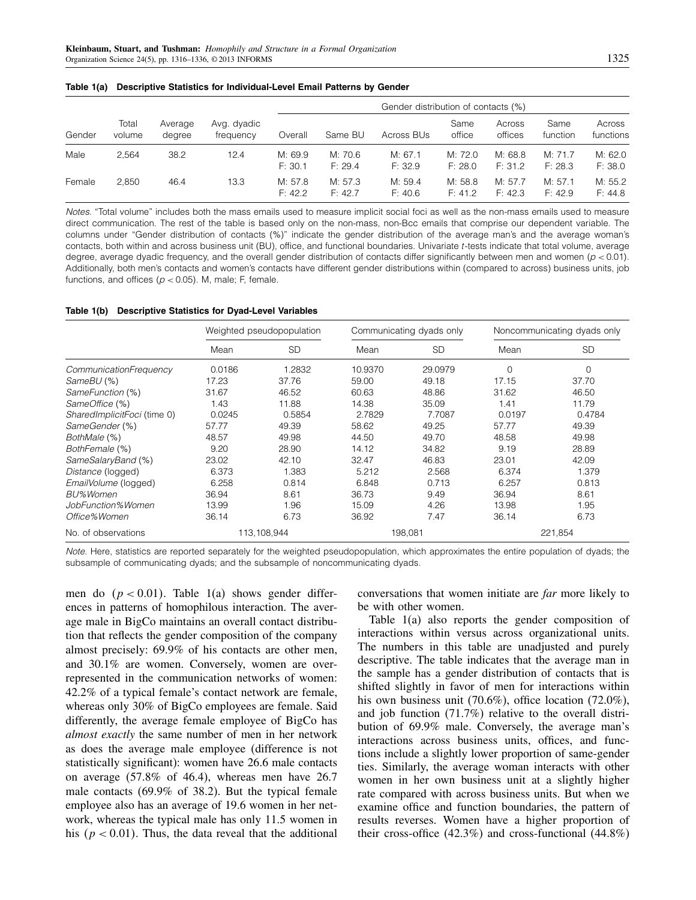**Table 1(a) Descriptive Statistics for Individual-Level Email Patterns by Gender**

| Gender | Total volume | Average degree | Avg. dyadic frequency | Gender distribution of contacts (%) | | | | | | |
|---|---|---|---|---|---|---|---|---|---|---|
| | | | | Overall | Same BU | Across BUs | Same office | Across offices | Same function | Across functions |
| Male | 2,564 | 38.2 | 12.4 | M: 69.9 F: 30.1 | M: 70.6 F: 29.4 | M: 67.1 F: 32.9 | M: 72.0 F: 28.0 | M: 68.8 F: 31.2 | M: 71.7 F: 28.3 | M: 62.0 F: 38.0 |
| Female | 2,850 | 46.4 | 13.3 | M: 57.8 F: 42.2 | M: 57.3 F: 42.7 | M: 59.4 F: 40.6 | M: 58.8 F: 41.2 | M: 57.7 F: 42.3 | M: 57.1 F: 42.9 | M: 55.2 F: 44.8 |

*Notes.* "Total volume" includes both the mass emails used to measure implicit social foci as well as the non-mass emails used to measure direct communication. The rest of the table is based only on the non-mass, non-Bcc emails that comprise our dependent variable. The columns under "Gender distribution of contacts (%)" indicate the gender distribution of the average man's and the average woman's contacts, both within and across business unit (BU), office, and functional boundaries. Univariate $t$-tests indicate that total volume, average degree, average dyadic frequency, and the overall gender distribution of contacts differ significantly between men and women ($p < 0.01$). Additionally, both men's contacts and women's contacts have different gender distributions within (compared to across) business units, job functions, and offices ($p < 0.05$). M, male; F, female.

**Table 1(b) Descriptive Statistics for Dyad-Level Variables**

| | Weighted pseudopopulation | | Communicating dyads only | | Noncommunicating dyads only | |
|---|---|---|---|---|---|---|
| | Mean | SD | Mean | SD | Mean | SD |
| *CommunicationFrequency* | 0.0186 | 1.2832 | 10.9370 | 29.0979 | 0 | 0 |
| *SameBU* (%) | 17.23 | 37.76 | 59.00 | 49.18 | 17.15 | 37.70 |
| *SameFunction* (%) | 31.67 | 46.52 | 60.63 | 48.86 | 31.62 | 46.50 |
| *SameOffice* (%) | 1.43 | 11.88 | 14.38 | 35.09 | 1.41 | 11.79 |
| *SharedImplicitFoci* (time 0) | 0.0245 | 0.5854 | 2.7829 | 7.7087 | 0.0197 | 0.4784 |
| *SameGender* (%) | 57.77 | 49.39 | 58.62 | 49.25 | 57.77 | 49.39 |
| *BothMale* (%) | 48.57 | 49.98 | 44.50 | 49.70 | 48.58 | 49.98 |
| *BothFemale* (%) | 9.20 | 28.90 | 14.12 | 34.82 | 9.19 | 28.89 |
| *SameSalaryBand* (%) | 23.02 | 42.10 | 32.47 | 46.83 | 23.01 | 42.09 |
| *Distance* (logged) | 6.373 | 1.383 | 5.212 | 2.568 | 6.374 | 1.379 |
| *EmailVolume* (logged) | 6.258 | 0.814 | 6.848 | 0.713 | 6.257 | 0.813 |
| *BU%Women* | 36.94 | 8.61 | 36.73 | 9.49 | 36.94 | 8.61 |
| *JobFunction%Women* | 13.99 | 1.96 | 15.09 | 4.26 | 13.98 | 1.95 |
| *Office%Women* | 36.14 | 6.73 | 36.92 | 7.47 | 36.14 | 6.73 |
| No. of observations | 113,108,944 | | 198,081 | | 221,854 | |

*Note.* Here, statistics are reported separately for the weighted pseudopopulation, which approximates the entire population of dyads; the subsample of communicating dyads; and the subsample of noncommunicating dyads.

men do ($p < 0.01$). Table 1(a) shows gender differences in patterns of homophilous interaction. The average male in BigCo maintains an overall contact distribution that reflects the gender composition of the company almost precisely: 69.9% of his contacts are other men, and 30.1% are women. Conversely, women are overrepresented in the communication networks of women: 42.2% of a typical female's contact network are female, whereas only 30% of BigCo employees are female. Said differently, the average female employee of BigCo has *almost exactly* the same number of men in her network as does the average male employee (difference is not statistically significant): women have 26.6 male contacts on average (57.8% of 46.4), whereas men have 26.7 male contacts (69.9% of 38.2). But the typical female employee also has an average of 19.6 women in her network, whereas the typical male has only 11.5 women in his ($p < 0.01$). Thus, the data reveal that the additional conversations that women initiate are *far* more likely to be with other women.

Table 1(a) also reports the gender composition of interactions within versus across organizational units. The numbers in this table are unadjusted and purely descriptive. The table indicates that the average man in the sample has a gender distribution of contacts that is shifted slightly in favor of men for interactions within his own business unit (70.6%), office location (72.0%), and job function (71.7%) relative to the overall distribution of 69.9% male. Conversely, the average man's interactions across business units, offices, and functions include a slightly lower proportion of same-gender ties. Similarly, the average woman interacts with other women in her own business unit at a slightly higher rate compared with across business units. But when we examine office and function boundaries, the pattern of results reverses. Women have a higher proportion of their cross-office (42.3%) and cross-functional (44.8%)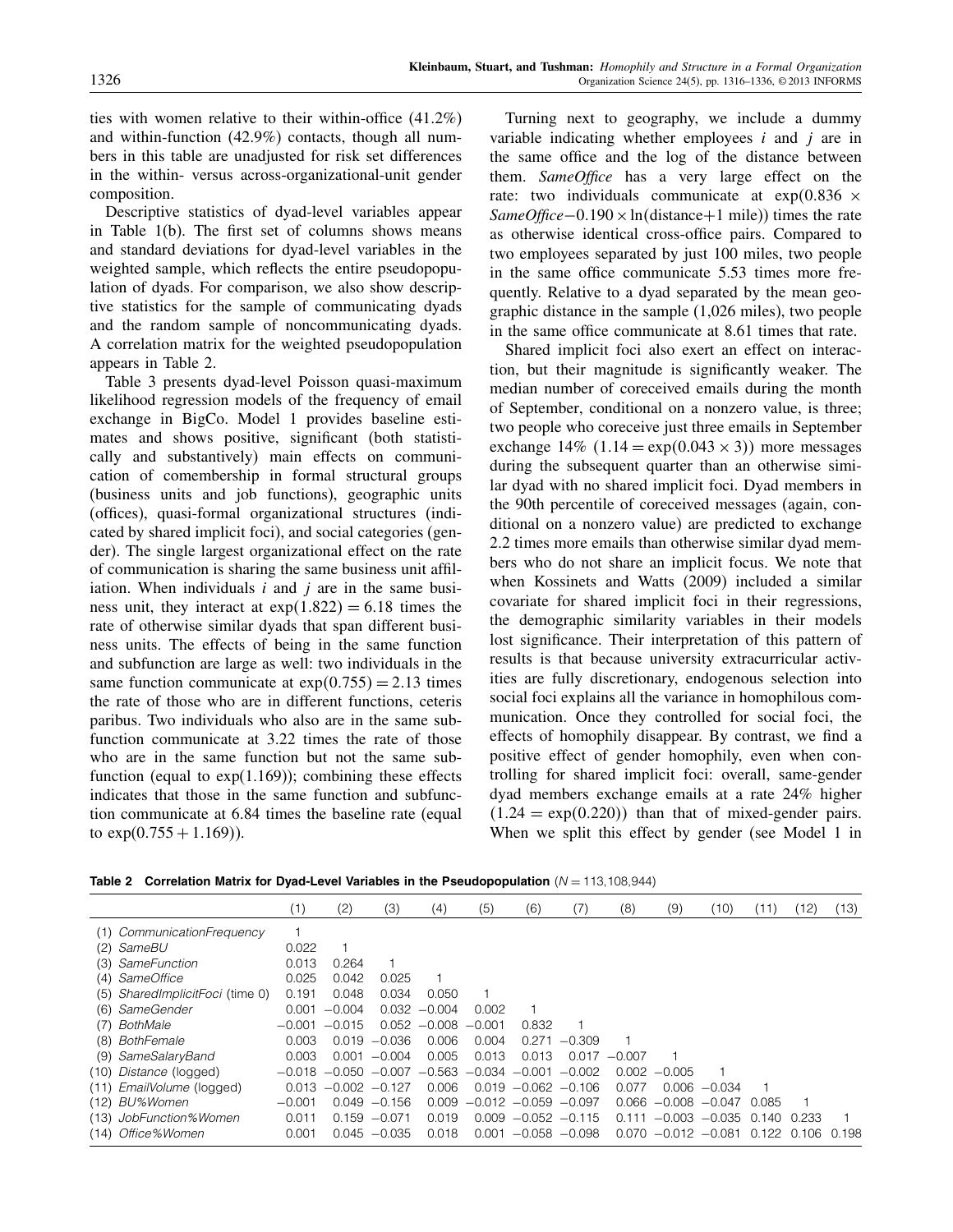ties with women relative to their within-office (41.2%) and within-function (42.9%) contacts, though all numbers in this table are unadjusted for risk set differences in the within- versus across-organizational-unit gender composition.

Descriptive statistics of dyad-level variables appear in Table 1(b). The first set of columns shows means and standard deviations for dyad-level variables in the weighted sample, which reflects the entire pseudopopulation of dyads. For comparison, we also show descriptive statistics for the sample of communicating dyads and the random sample of noncommunicating dyads. A correlation matrix for the weighted pseudopopulation appears in Table 2.

Table 3 presents dyad-level Poisson quasi-maximum likelihood regression models of the frequency of email exchange in BigCo. Model 1 provides baseline estimates and shows positive, significant (both statistically and substantively) main effects on communication of comembership in formal structural groups (business units and job functions), geographic units (offices), quasi-formal organizational structures (indicated by shared implicit foci), and social categories (gender). The single largest organizational effect on the rate of communication is sharing the same business unit affiliation. When individuals $i$ and $j$ are in the same business unit, they interact at $\exp(1.822) = 6.18$ times the rate of otherwise similar dyads that span different business units. The effects of being in the same function and subfunction are large as well: two individuals in the same function communicate at $\exp(0.755) = 2.13$ times the rate of those who are in different functions, ceteris paribus. Two individuals who also are in the same subfunction communicate at 3.22 times the rate of those who are in the same function but not the same subfunction (equal to $\exp(1.169)$); combining these effects indicates that those in the same function and subfunction communicate at 6.84 times the baseline rate (equal to $\exp(0.755 + 1.169)$).

Turning next to geography, we include a dummy variable indicating whether employees $i$ and $j$ are in the same office and the log of the distance between them. *SameOffice* has a very large effect on the rate: two individuals communicate at $\exp(0.836 \times \mathit{SameOffice} - 0.190 \times \ln(\text{distance} + 1\text{ mile}))$ times the rate as otherwise identical cross-office pairs. Compared to two employees separated by just 100 miles, two people in the same office communicate 5.53 times more frequently. Relative to a dyad separated by the mean geographic distance in the sample (1,026 miles), two people in the same office communicate at 8.61 times that rate.

Shared implicit foci also exert an effect on interaction, but their magnitude is significantly weaker. The median number of coreceived emails during the month of September, conditional on a nonzero value, is three; two people who coreceive just three emails in September exchange 14% $(1.14 = \exp(0.043 \times 3))$ more messages during the subsequent quarter than an otherwise similar dyad with no shared implicit foci. Dyad members in the 90th percentile of coreceived messages (again, conditional on a nonzero value) are predicted to exchange 2.2 times more emails than otherwise similar dyad members who do not share an implicit focus. We note that when Kossinets and Watts (2009) included a similar covariate for shared implicit foci in their regressions, the demographic similarity variables in their models lost significance. Their interpretation of this pattern of results is that because university extracurricular activities are fully discretionary, endogenous selection into social foci explains all the variance in homophilous communication. Once they controlled for social foci, the effects of homophily disappear. By contrast, we find a positive effect of gender homophily, even when controlling for shared implicit foci: overall, same-gender dyad members exchange emails at a rate 24% higher $(1.24 = \exp(0.220))$ than that of mixed-gender pairs. When we split this effect by gender (see Model 1 in

**Table 2 Correlation Matrix for Dyad-Level Variables in the Pseudopopulation** ($N = 113{,}108{,}944$)

| | (1) | (2) | (3) | (4) | (5) | (6) | (7) | (8) | (9) | (10) | (11) | (12) | (13) |
|---|---|---|---|---|---|---|---|---|---|---|---|---|---|
| (1) *CommunicationFrequency* | 1 | | | | | | | | | | | | |
| (2) *SameBU* | 0.022 | 1 | | | | | | | | | | | |
| (3) *SameFunction* | 0.013 | 0.264 | 1 | | | | | | | | | | |
| (4) *SameOffice* | 0.025 | 0.042 | 0.025 | 1 | | | | | | | | | |
| (5) *SharedImplicitFoci* (time 0) | 0.191 | 0.048 | 0.034 | 0.050 | 1 | | | | | | | | |
| (6) *SameGender* | 0.001 | −0.004 | 0.032 | −0.004 | 0.002 | 1 | | | | | | | |
| (7) *BothMale* | −0.001 | −0.015 | 0.052 | −0.008 | −0.001 | 0.832 | 1 | | | | | | |
| (8) *BothFemale* | 0.003 | 0.019 | −0.036 | 0.006 | 0.004 | 0.271 | −0.309 | 1 | | | | | |
| (9) *SameSalaryBand* | 0.003 | 0.001 | −0.004 | 0.005 | 0.013 | 0.013 | 0.017 | −0.007 | 1 | | | | |
| (10) *Distance* (logged) | −0.018 | −0.050 | −0.007 | −0.563 | −0.034 | −0.001 | −0.002 | 0.002 | −0.005 | 1 | | | |
| (11) *EmailVolume* (logged) | 0.013 | −0.002 | −0.127 | 0.006 | 0.019 | −0.062 | −0.106 | 0.077 | 0.006 | −0.034 | 1 | | |
| (12) *BU%Women* | −0.001 | 0.049 | −0.156 | 0.009 | −0.012 | −0.059 | −0.097 | 0.066 | −0.008 | −0.047 | 0.085 | 1 | |
| (13) *JobFunction%Women* | 0.011 | 0.159 | −0.071 | 0.019 | 0.009 | −0.052 | −0.115 | 0.111 | −0.003 | −0.035 | 0.140 | 0.233 | 1 |
| (14) *Office%Women* | 0.001 | 0.045 | −0.035 | 0.018 | 0.001 | −0.058 | −0.098 | 0.070 | −0.012 | −0.081 | 0.122 | 0.106 | 0.198 |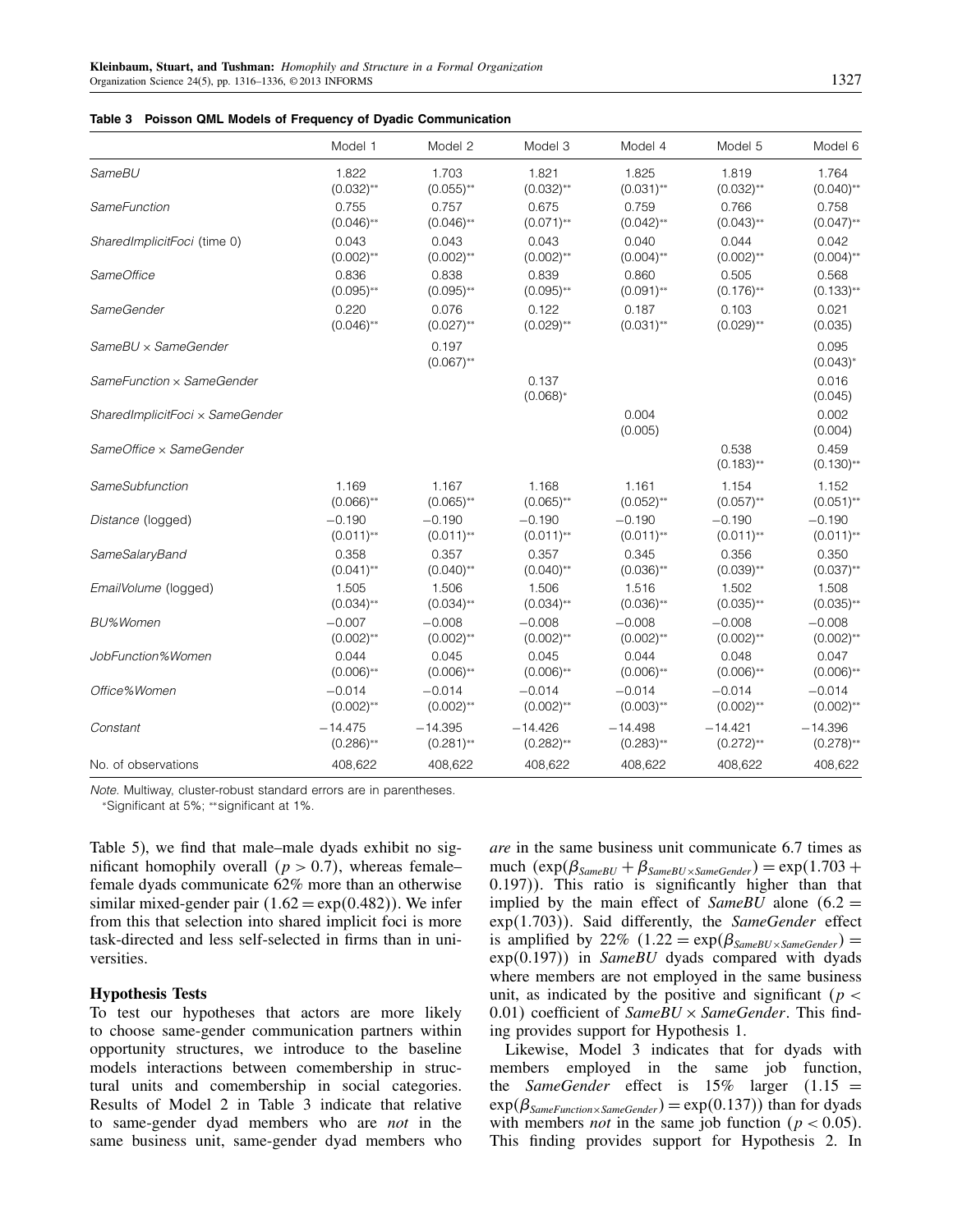**Table 3 Poisson QML Models of Frequency of Dyadic Communication**

| | Model 1 | Model 2 | Model 3 | Model 4 | Model 5 | Model 6 |
|---|---|---|---|---|---|---|
| *SameBU* | 1.822 | 1.703 | 1.821 | 1.825 | 1.819 | 1.764 |
| | (0.032)** | (0.055)** | (0.032)** | (0.031)** | (0.032)** | (0.040)** |
| *SameFunction* | 0.755 | 0.757 | 0.675 | 0.759 | 0.766 | 0.758 |
| | (0.046)** | (0.046)** | (0.071)** | (0.042)** | (0.043)** | (0.047)** |
| *SharedImplicitFoci* (time 0) | 0.043 | 0.043 | 0.043 | 0.040 | 0.044 | 0.042 |
| | (0.002)** | (0.002)** | (0.002)** | (0.004)** | (0.002)** | (0.004)** |
| *SameOffice* | 0.836 | 0.838 | 0.839 | 0.860 | 0.505 | 0.568 |
| | (0.095)** | (0.095)** | (0.095)** | (0.091)** | (0.176)** | (0.133)** |
| *SameGender* | 0.220 | 0.076 | 0.122 | 0.187 | 0.103 | 0.021 |
| | (0.046)** | (0.027)** | (0.029)** | (0.031)** | (0.029)** | (0.035) |
| *SameBU* × *SameGender* | | 0.197 | | | | 0.095 |
| | | (0.067)** | | | | (0.043)* |
| *SameFunction* × *SameGender* | | | 0.137 | | | 0.016 |
| | | | (0.068)* | | | (0.045) |
| *SharedImplicitFoci* × *SameGender* | | | | 0.004 | | 0.002 |
| | | | | (0.005) | | (0.004) |
| *SameOffice* × *SameGender* | | | | | 0.538 | 0.459 |
| | | | | | (0.183)** | (0.130)** |
| *SameSubfunction* | 1.169 | 1.167 | 1.168 | 1.161 | 1.154 | 1.152 |
| | (0.066)** | (0.065)** | (0.065)** | (0.052)** | (0.057)** | (0.051)** |
| *Distance* (logged) | −0.190 | −0.190 | −0.190 | −0.190 | −0.190 | −0.190 |
| | (0.011)** | (0.011)** | (0.011)** | (0.011)** | (0.011)** | (0.011)** |
| *SameSalaryBand* | 0.358 | 0.357 | 0.357 | 0.345 | 0.356 | 0.350 |
| | (0.041)** | (0.040)** | (0.040)** | (0.036)** | (0.039)** | (0.037)** |
| *EmailVolume* (logged) | 1.505 | 1.506 | 1.506 | 1.516 | 1.502 | 1.508 |
| | (0.034)** | (0.034)** | (0.034)** | (0.036)** | (0.035)** | (0.035)** |
| *BU%Women* | −0.007 | −0.008 | −0.008 | −0.008 | −0.008 | −0.008 |
| | (0.002)** | (0.002)** | (0.002)** | (0.002)** | (0.002)** | (0.002)** |
| *JobFunction%Women* | 0.044 | 0.045 | 0.045 | 0.044 | 0.048 | 0.047 |
| | (0.006)** | (0.006)** | (0.006)** | (0.006)** | (0.006)** | (0.006)** |
| *Office%Women* | −0.014 | −0.014 | −0.014 | −0.014 | −0.014 | −0.014 |
| | (0.002)** | (0.002)** | (0.002)** | (0.003)** | (0.002)** | (0.002)** |
| *Constant* | −14.475 | −14.395 | −14.426 | −14.498 | −14.421 | −14.396 |
| | (0.286)** | (0.281)** | (0.282)** | (0.283)** | (0.272)** | (0.278)** |
| No. of observations | 408,622 | 408,622 | 408,622 | 408,622 | 408,622 | 408,622 |

*Note.* Multiway, cluster-robust standard errors are in parentheses.
*Significant at 5%; **significant at 1%.

Table 5), we find that male–male dyads exhibit no significant homophily overall ($p > 0.7$), whereas female–female dyads communicate 62% more than an otherwise similar mixed-gender pair ($1.62 = \exp(0.482)$). We infer from this that selection into shared implicit foci is more task-directed and less self-selected in firms than in universities.

### Hypothesis Tests

To test our hypotheses that actors are more likely to choose same-gender communication partners within opportunity structures, we introduce to the baseline models interactions between comembership in structural units and comembership in social categories. Results of Model 2 in Table 3 indicate that relative to same-gender dyad members who are *not* in the same business unit, same-gender dyad members who *are* in the same business unit communicate 6.7 times as much ($\exp(\beta_{SameBU} + \beta_{SameBU\times SameGender}) = \exp(1.703 + 0.197)$). This ratio is significantly higher than that implied by the main effect of *SameBU* alone ($6.2 = \exp(1.703)$). Said differently, the *SameGender* effect is amplified by 22% ($1.22 = \exp(\beta_{SameBU\times SameGender}) = \exp(0.197)$) in *SameBU* dyads compared with dyads where members are not employed in the same business unit, as indicated by the positive and significant ($p < 0.01$) coefficient of *SameBU* × *SameGender*. This finding provides support for Hypothesis 1.

Likewise, Model 3 indicates that for dyads with members employed in the same job function, the *SameGender* effect is 15% larger ($1.15 = \exp(\beta_{SameFunction\times SameGender}) = \exp(0.137)$) than for dyads with members *not* in the same job function ($p < 0.05$). This finding provides support for Hypothesis 2. In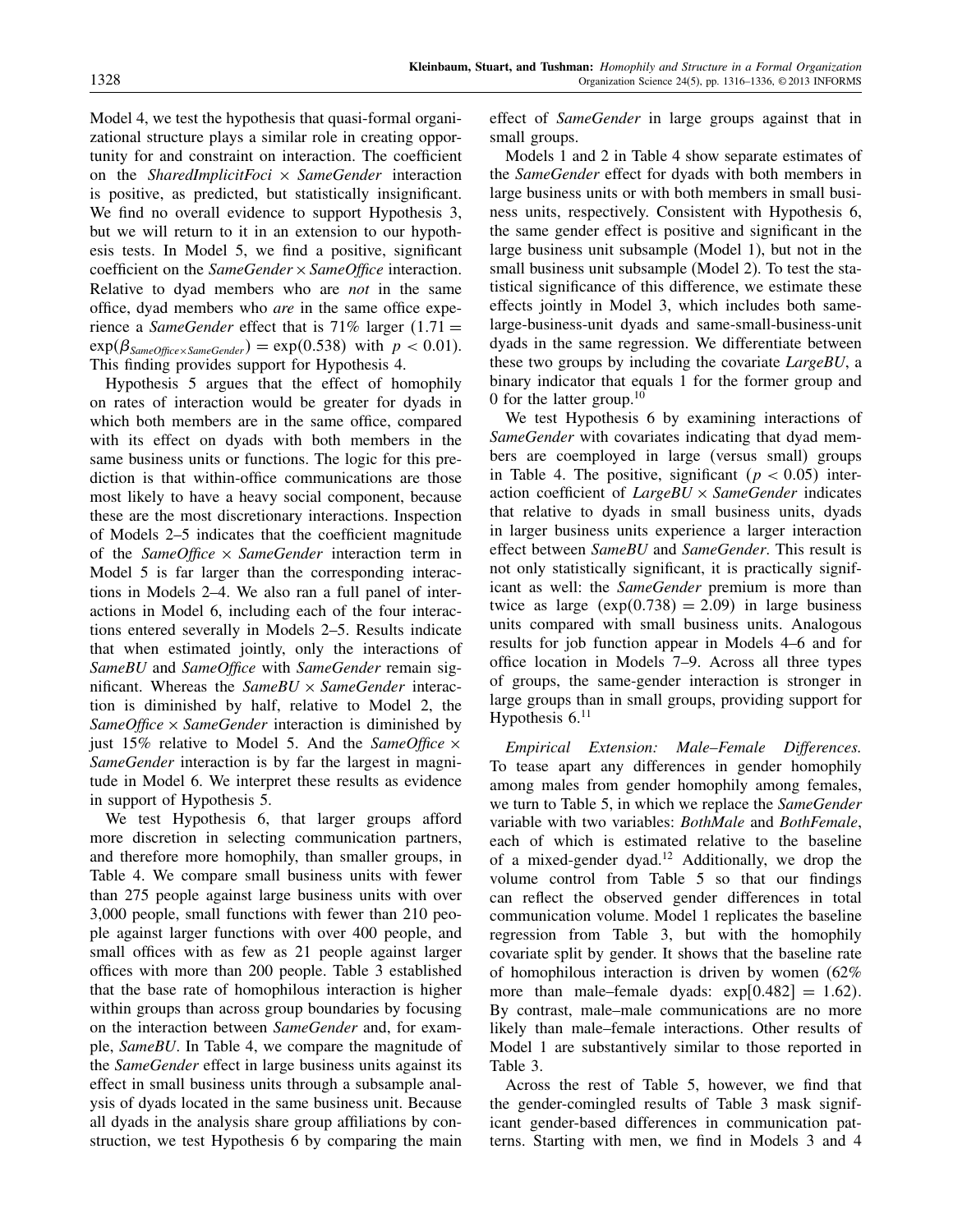Model 4, we test the hypothesis that quasi-formal organizational structure plays a similar role in creating opportunity for and constraint on interaction. The coefficient on the *SharedImplicitFoci* × *SameGender* interaction is positive, as predicted, but statistically insignificant. We find no overall evidence to support Hypothesis 3, but we will return to it in an extension to our hypothesis tests. In Model 5, we find a positive, significant coefficient on the *SameGender* × *SameOffice* interaction. Relative to dyad members who are *not* in the same office, dyad members who *are* in the same office experience a *SameGender* effect that is 71% larger ($1.71 = \exp(\beta_{SameOffice \times SameGender}) = \exp(0.538)$ with $p < 0.01$). This finding provides support for Hypothesis 4.

Hypothesis 5 argues that the effect of homophily on rates of interaction would be greater for dyads in which both members are in the same office, compared with its effect on dyads with both members in the same business units or functions. The logic for this prediction is that within-office communications are those most likely to have a heavy social component, because these are the most discretionary interactions. Inspection of Models 2–5 indicates that the coefficient magnitude of the *SameOffice* × *SameGender* interaction term in Model 5 is far larger than the corresponding interactions in Models 2–4. We also ran a full panel of interactions in Model 6, including each of the four interactions entered severally in Models 2–5. Results indicate that when estimated jointly, only the interactions of *SameBU* and *SameOffice* with *SameGender* remain significant. Whereas the *SameBU* × *SameGender* interaction is diminished by half, relative to Model 2, the *SameOffice* × *SameGender* interaction is diminished by just 15% relative to Model 5. And the *SameOffice* × *SameGender* interaction is by far the largest in magnitude in Model 6. We interpret these results as evidence in support of Hypothesis 5.

We test Hypothesis 6, that larger groups afford more discretion in selecting communication partners, and therefore more homophily, than smaller groups, in Table 4. We compare small business units with fewer than 275 people against large business units with over 3,000 people, small functions with fewer than 210 people against larger functions with over 400 people, and small offices with as few as 21 people against larger offices with more than 200 people. Table 3 established that the base rate of homophilous interaction is higher within groups than across group boundaries by focusing on the interaction between *SameGender* and, for example, *SameBU*. In Table 4, we compare the magnitude of the *SameGender* effect in large business units against its effect in small business units through a subsample analysis of dyads located in the same business unit. Because all dyads in the analysis share group affiliations by construction, we test Hypothesis 6 by comparing the main effect of *SameGender* in large groups against that in small groups.

Models 1 and 2 in Table 4 show separate estimates of the *SameGender* effect for dyads with both members in large business units or with both members in small business units, respectively. Consistent with Hypothesis 6, the same gender effect is positive and significant in the large business unit subsample (Model 1), but not in the small business unit subsample (Model 2). To test the statistical significance of this difference, we estimate these effects jointly in Model 3, which includes both same-large-business-unit dyads and same-small-business-unit dyads in the same regression. We differentiate between these two groups by including the covariate *LargeBU*, a binary indicator that equals 1 for the former group and 0 for the latter group.[10]

We test Hypothesis 6 by examining interactions of *SameGender* with covariates indicating that dyad members are coemployed in large (versus small) groups in Table 4. The positive, significant ($p < 0.05$) interaction coefficient of *LargeBU* × *SameGender* indicates that relative to dyads in small business units, dyads in larger business units experience a larger interaction effect between *SameBU* and *SameGender*. This result is not only statistically significant, it is practically significant as well: the *SameGender* premium is more than twice as large ($\exp(0.738) = 2.09$) in large business units compared with small business units. Analogous results for job function appear in Models 4–6 and for office location in Models 7–9. Across all three types of groups, the same-gender interaction is stronger in large groups than in small groups, providing support for Hypothesis 6.[11]

*Empirical Extension: Male–Female Differences.* To tease apart any differences in gender homophily among males from gender homophily among females, we turn to Table 5, in which we replace the *SameGender* variable with two variables: *BothMale* and *BothFemale*, each of which is estimated relative to the baseline of a mixed-gender dyad.[12] Additionally, we drop the volume control from Table 5 so that our findings can reflect the observed gender differences in total communication volume. Model 1 replicates the baseline regression from Table 3, but with the homophily covariate split by gender. It shows that the baseline rate of homophilous interaction is driven by women (62% more than male–female dyads: $\exp[0.482] = 1.62$). By contrast, male–male communications are no more likely than male–female interactions. Other results of Model 1 are substantively similar to those reported in Table 3.

Across the rest of Table 5, however, we find that the gender-comingled results of Table 3 mask significant gender-based differences in communication patterns. Starting with men, we find in Models 3 and 4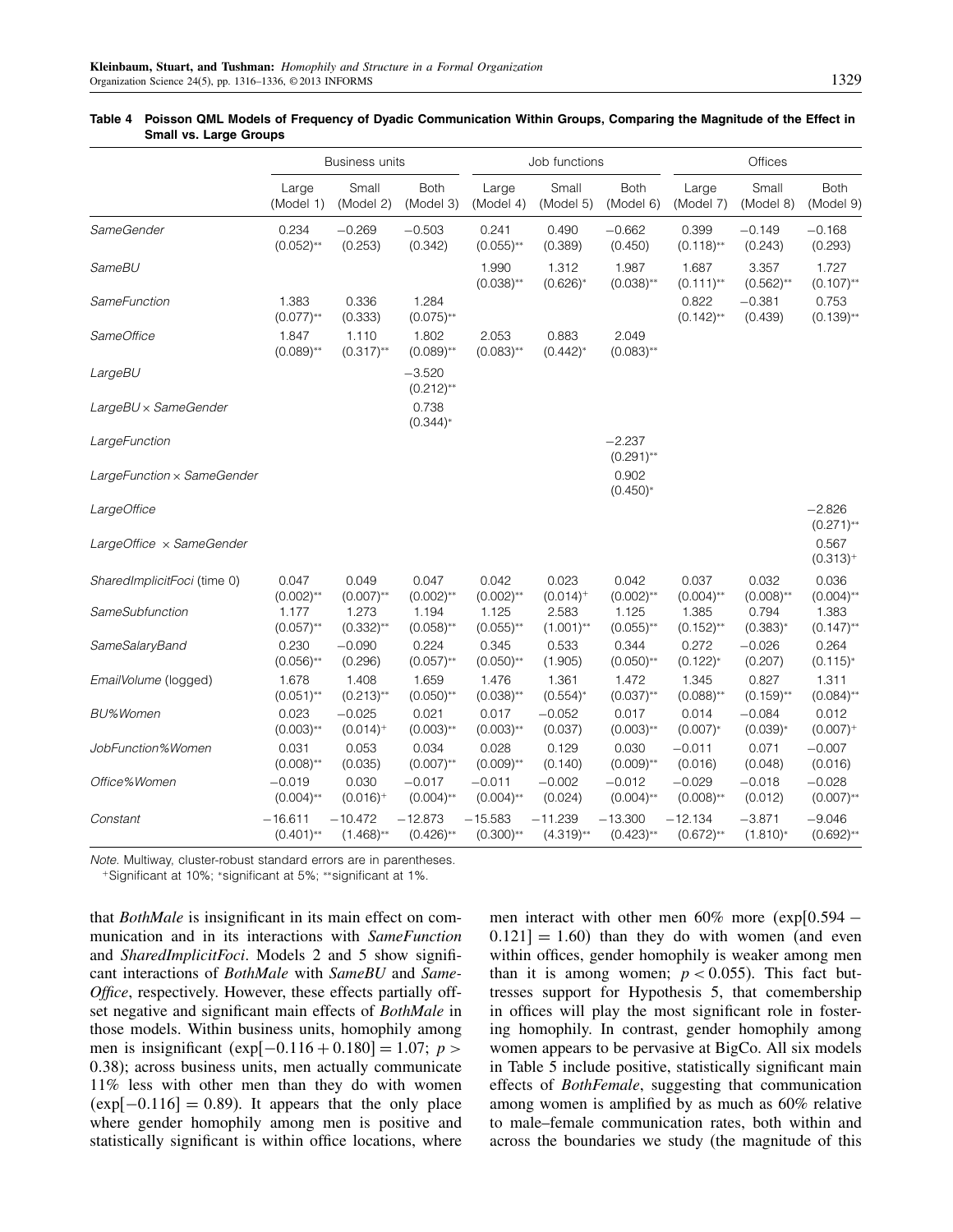**Table 4 Poisson QML Models of Frequency of Dyadic Communication Within Groups, Comparing the Magnitude of the Effect in Small vs. Large Groups**

| | Business units | | | Job functions | | | Offices | | |
|---|---|---|---|---|---|---|---|---|---|
| | Large (Model 1) | Small (Model 2) | Both (Model 3) | Large (Model 4) | Small (Model 5) | Both (Model 6) | Large (Model 7) | Small (Model 8) | Both (Model 9) |
| *SameGender* | 0.234 (0.052)** | −0.269 (0.253) | −0.503 (0.342) | 0.241 (0.055)** | 0.490 (0.389) | −0.662 (0.450) | 0.399 (0.118)** | −0.149 (0.243) | −0.168 (0.293) |
| *SameBU* | | | | 1.990 (0.038)** | 1.312 (0.626)* | 1.987 (0.038)** | 1.687 (0.111)** | 3.357 (0.562)** | 1.727 (0.107)** |
| *SameFunction* | 1.383 (0.077)** | 0.336 (0.333) | 1.284 (0.075)** | | | | 0.822 (0.142)** | −0.381 (0.439) | 0.753 (0.139)** |
| *SameOffice* | 1.847 (0.089)** | 1.110 (0.317)** | 1.802 (0.089)** | 2.053 (0.083)** | 0.883 (0.442)* | 2.049 (0.083)** | | | |
| *LargeBU* | | | −3.520 (0.212)** | | | | | | |
| *LargeBU* × *SameGender* | | | 0.738 (0.344)* | | | | | | |
| *LargeFunction* | | | | | | −2.237 (0.291)** | | | |
| *LargeFunction* × *SameGender* | | | | | | 0.902 (0.450)* | | | |
| *LargeOffice* | | | | | | | | | −2.826 (0.271)** |
| *LargeOffice* × *SameGender* | | | | | | | | | 0.567 (0.313)+ |
| *SharedImplicitFoci* (time 0) | 0.047 (0.002)** | 0.049 (0.007)** | 0.047 (0.002)** | 0.042 (0.002)** | 0.023 (0.014)+ | 0.042 (0.002)** | 0.037 (0.004)** | 0.032 (0.008)** | 0.036 (0.004)** |
| *SameSubfunction* | 1.177 (0.057)** | 1.273 (0.332)** | 1.194 (0.058)** | 1.125 (0.055)** | 2.583 (1.001)** | 1.125 (0.055)** | 1.385 (0.152)** | 0.794 (0.383)* | 1.383 (0.147)** |
| *SameSalaryBand* | 0.230 (0.056)** | −0.090 (0.296) | 0.224 (0.057)** | 0.345 (0.050)** | 0.533 (1.905) | 0.344 (0.050)** | 0.272 (0.122)* | −0.026 (0.207) | 0.264 (0.115)* |
| *EmailVolume* (logged) | 1.678 (0.051)** | 1.408 (0.213)** | 1.659 (0.050)** | 1.476 (0.038)** | 1.361 (0.554)* | 1.472 (0.037)** | 1.345 (0.088)** | 0.827 (0.159)** | 1.311 (0.084)** |
| *BU%Women* | 0.023 (0.003)** | −0.025 (0.014)+ | 0.021 (0.003)** | 0.017 (0.003)** | −0.052 (0.037) | 0.017 (0.003)** | 0.014 (0.007)* | −0.084 (0.039)* | 0.012 (0.007)+ |
| *JobFunction%Women* | 0.031 (0.008)** | 0.053 (0.035) | 0.034 (0.007)** | 0.028 (0.009)** | 0.129 (0.140) | 0.030 (0.009)** | −0.011 (0.016) | 0.071 (0.048) | −0.007 (0.016) |
| *Office%Women* | −0.019 (0.004)** | 0.030 (0.016)+ | −0.017 (0.004)** | −0.011 (0.004)** | −0.002 (0.024) | −0.012 (0.004)** | −0.029 (0.008)** | −0.018 (0.012) | −0.028 (0.007)** |
| *Constant* | −16.611 (0.401)** | −10.472 (1.468)** | −12.873 (0.426)** | −15.583 (0.300)** | −11.239 (4.319)** | −13.300 (0.423)** | −12.134 (0.672)** | −3.871 (1.810)* | −9.046 (0.692)** |

*Note.* Multiway, cluster-robust standard errors are in parentheses.
+Significant at 10%; *significant at 5%; **significant at 1%.

that *BothMale* is insignificant in its main effect on communication and in its interactions with *SameFunction* and *SharedImplicitFoci*. Models 2 and 5 show significant interactions of *BothMale* with *SameBU* and *SameOffice*, respectively. However, these effects partially offset negative and significant main effects of *BothMale* in those models. Within business units, homophily among men is insignificant ($\exp[-0.116+0.180]=1.07$; $p>0.38$); across business units, men actually communicate 11% less with other men than they do with women ($\exp[-0.116]=0.89$). It appears that the only place where gender homophily among men is positive and statistically significant is within office locations, where men interact with other men 60% more ($\exp[0.594-0.121]=1.60$) than they do with women (and even within offices, gender homophily is weaker among men than it is among women; $p<0.055$). This fact buttresses support for Hypothesis 5, that comembership in offices will play the most significant role in fostering homophily. In contrast, gender homophily among women appears to be pervasive at BigCo. All six models in Table 5 include positive, statistically significant main effects of *BothFemale*, suggesting that communication among women is amplified by as much as 60% relative to male–female communication rates, both within and across the boundaries we study (the magnitude of this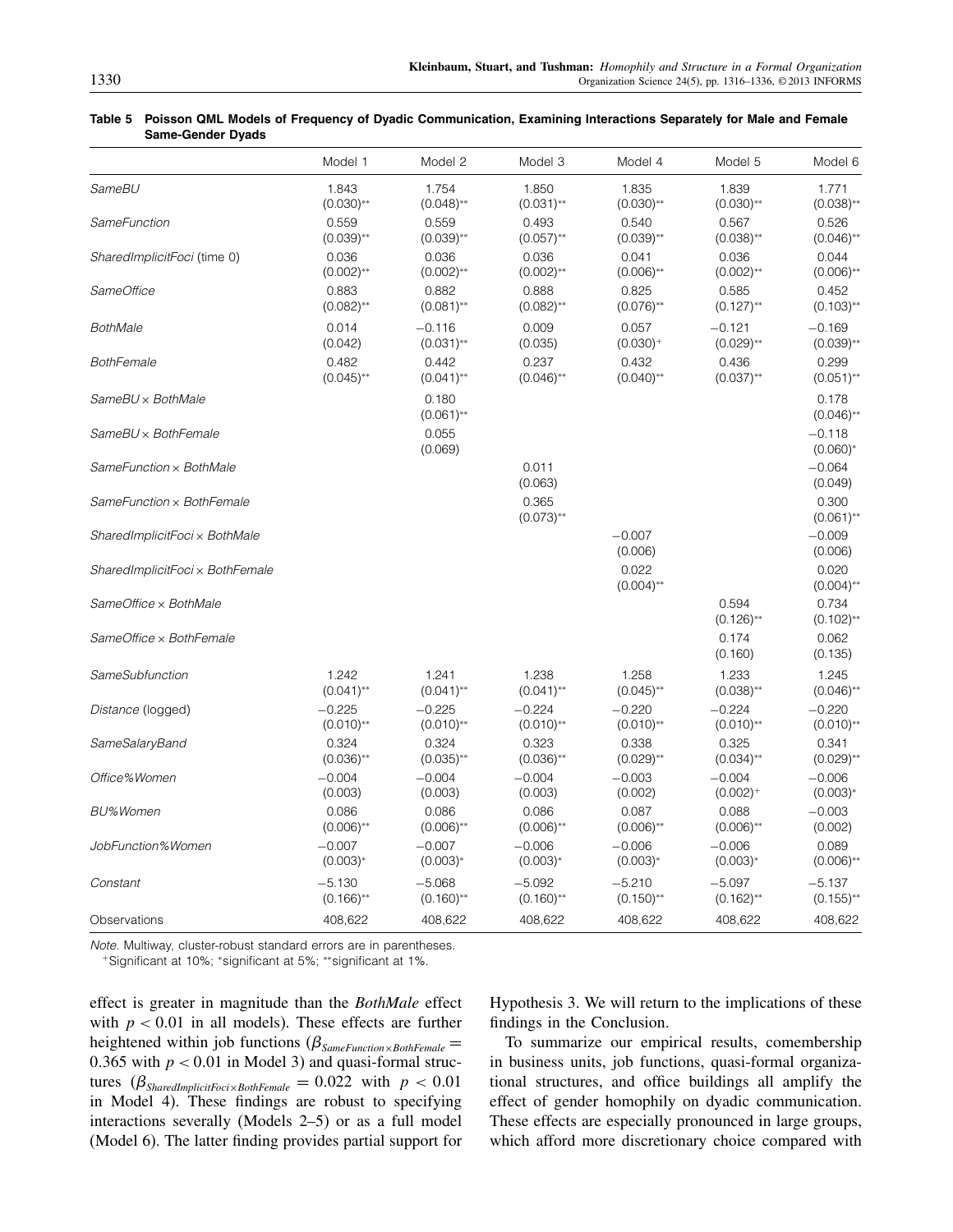**Table 5 Poisson QML Models of Frequency of Dyadic Communication, Examining Interactions Separately for Male and Female Same-Gender Dyads**

| | Model 1 | Model 2 | Model 3 | Model 4 | Model 5 | Model 6 |
|---|---|---|---|---|---|---|
| *SameBU* | 1.843 (0.030)** | 1.754 (0.048)** | 1.850 (0.031)** | 1.835 (0.030)** | 1.839 (0.030)** | 1.771 (0.038)** |
| *SameFunction* | 0.559 (0.039)** | 0.559 (0.039)** | 0.493 (0.057)** | 0.540 (0.039)** | 0.567 (0.038)** | 0.526 (0.046)** |
| *SharedImplicitFoci* (time 0) | 0.036 (0.002)** | 0.036 (0.002)** | 0.036 (0.002)** | 0.041 (0.006)** | 0.036 (0.002)** | 0.044 (0.006)** |
| *SameOffice* | 0.883 (0.082)** | 0.882 (0.081)** | 0.888 (0.082)** | 0.825 (0.076)** | 0.585 (0.127)** | 0.452 (0.103)** |
| *BothMale* | 0.014 (0.042) | −0.116 (0.031)** | 0.009 (0.035) | 0.057 (0.030)+ | −0.121 (0.029)** | −0.169 (0.039)** |
| *BothFemale* | 0.482 (0.045)** | 0.442 (0.041)** | 0.237 (0.046)** | 0.432 (0.040)** | 0.436 (0.037)** | 0.299 (0.051)** |
| *SameBU × BothMale* | | 0.180 (0.061)** | | | | 0.178 (0.046)** |
| *SameBU × BothFemale* | | 0.055 (0.069) | | | | −0.118 (0.060)* |
| *SameFunction × BothMale* | | | 0.011 (0.063) | | | −0.064 (0.049) |
| *SameFunction × BothFemale* | | | 0.365 (0.073)** | | | 0.300 (0.061)** |
| *SharedImplicitFoci × BothMale* | | | | −0.007 (0.006) | | −0.009 (0.006) |
| *SharedImplicitFoci × BothFemale* | | | | 0.022 (0.004)** | | 0.020 (0.004)** |
| *SameOffice × BothMale* | | | | | 0.594 (0.126)** | 0.734 (0.102)** |
| *SameOffice × BothFemale* | | | | | 0.174 (0.160) | 0.062 (0.135) |
| *SameSubfunction* | 1.242 (0.041)** | 1.241 (0.041)** | 1.238 (0.041)** | 1.258 (0.045)** | 1.233 (0.038)** | 1.245 (0.046)** |
| *Distance* (logged) | −0.225 (0.010)** | −0.225 (0.010)** | −0.224 (0.010)** | −0.220 (0.010)** | −0.224 (0.010)** | −0.220 (0.010)** |
| *SameSalaryBand* | 0.324 (0.036)** | 0.324 (0.035)** | 0.323 (0.036)** | 0.338 (0.029)** | 0.325 (0.034)** | 0.341 (0.029)** |
| *Office%Women* | −0.004 (0.003) | −0.004 (0.003) | −0.004 (0.003) | −0.003 (0.002) | −0.004 (0.002)+ | −0.006 (0.003)* |
| *BU%Women* | 0.086 (0.006)** | 0.086 (0.006)** | 0.086 (0.006)** | 0.087 (0.006)** | 0.088 (0.006)** | −0.003 (0.002) |
| *JobFunction%Women* | −0.007 (0.003)* | −0.007 (0.003)* | −0.006 (0.003)* | −0.006 (0.003)* | −0.006 (0.003)* | 0.089 (0.006)** |
| *Constant* | −5.130 (0.166)** | −5.068 (0.160)** | −5.092 (0.160)** | −5.210 (0.150)** | −5.097 (0.162)** | −5.137 (0.155)** |
| Observations | 408,622 | 408,622 | 408,622 | 408,622 | 408,622 | 408,622 |

*Note.* Multiway, cluster-robust standard errors are in parentheses.
+Significant at 10%; *significant at 5%; **significant at 1%.

effect is greater in magnitude than the *BothMale* effect with $p < 0.01$ in all models). These effects are further heightened within job functions ($\beta_{SameFunction \times BothFemale} = 0.365$ with $p < 0.01$ in Model 3) and quasi-formal structures ($\beta_{SharedImplicitFoci \times BothFemale} = 0.022$ with $p < 0.01$ in Model 4). These findings are robust to specifying interactions severally (Models 2–5) or as a full model (Model 6). The latter finding provides partial support for Hypothesis 3. We will return to the implications of these findings in the Conclusion.

To summarize our empirical results, comembership in business units, job functions, quasi-formal organizational structures, and office buildings all amplify the effect of gender homophily on dyadic communication. These effects are especially pronounced in large groups, which afford more discretionary choice compared with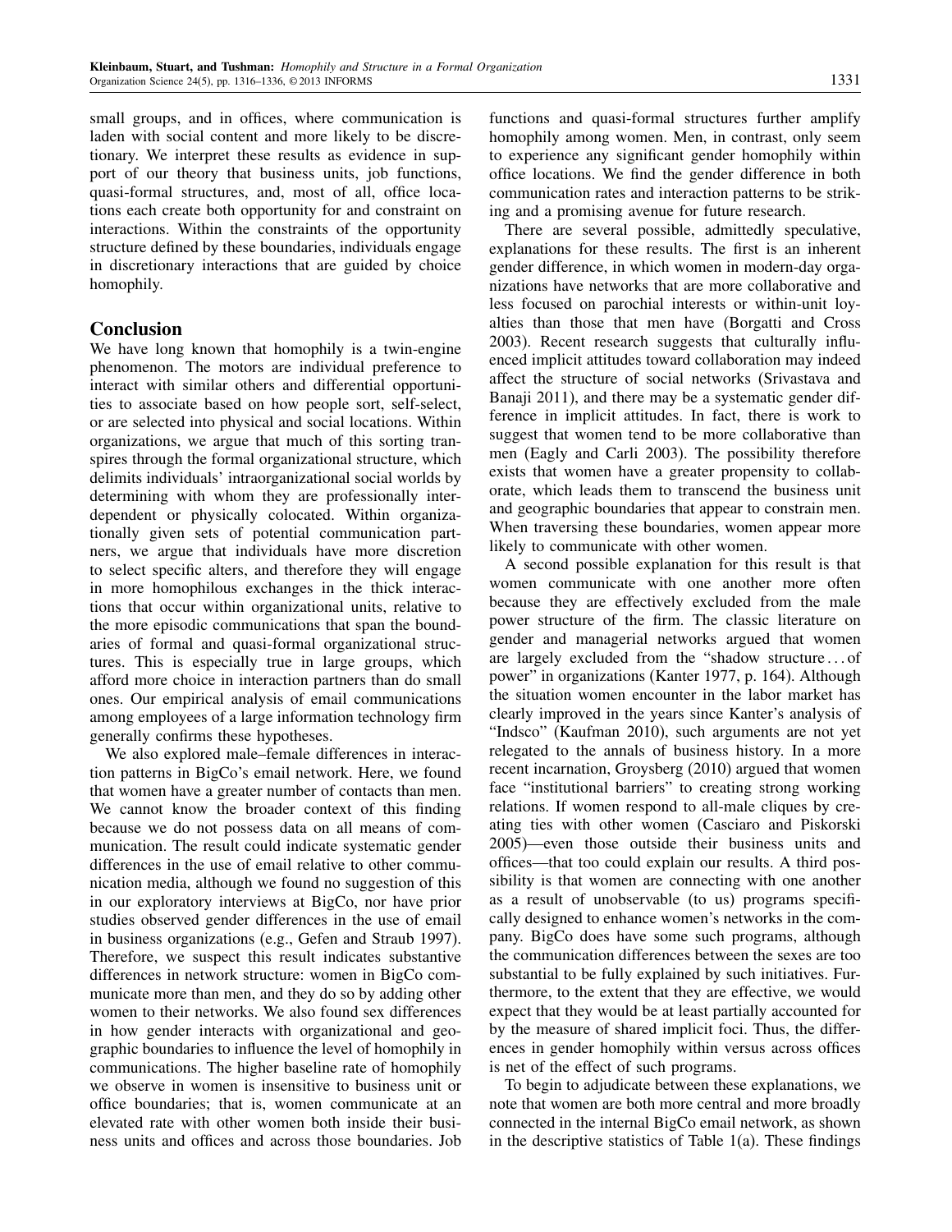small groups, and in offices, where communication is laden with social content and more likely to be discretionary. We interpret these results as evidence in support of our theory that business units, job functions, quasi-formal structures, and, most of all, office locations each create both opportunity for and constraint on interactions. Within the constraints of the opportunity structure defined by these boundaries, individuals engage in discretionary interactions that are guided by choice homophily.

## Conclusion

We have long known that homophily is a twin-engine phenomenon. The motors are individual preference to interact with similar others and differential opportunities to associate based on how people sort, self-select, or are selected into physical and social locations. Within organizations, we argue that much of this sorting transpires through the formal organizational structure, which delimits individuals' intraorganizational social worlds by determining with whom they are professionally interdependent or physically colocated. Within organizationally given sets of potential communication partners, we argue that individuals have more discretion to select specific alters, and therefore they will engage in more homophilous exchanges in the thick interactions that occur within organizational units, relative to the more episodic communications that span the boundaries of formal and quasi-formal organizational structures. This is especially true in large groups, which afford more choice in interaction partners than do small ones. Our empirical analysis of email communications among employees of a large information technology firm generally confirms these hypotheses.

We also explored male–female differences in interaction patterns in BigCo's email network. Here, we found that women have a greater number of contacts than men. We cannot know the broader context of this finding because we do not possess data on all means of communication. The result could indicate systematic gender differences in the use of email relative to other communication media, although we found no suggestion of this in our exploratory interviews at BigCo, nor have prior studies observed gender differences in the use of email in business organizations (e.g., Gefen and Straub 1997). Therefore, we suspect this result indicates substantive differences in network structure: women in BigCo communicate more than men, and they do so by adding other women to their networks. We also found sex differences in how gender interacts with organizational and geographic boundaries to influence the level of homophily in communications. The higher baseline rate of homophily we observe in women is insensitive to business unit or office boundaries; that is, women communicate at an elevated rate with other women both inside their business units and offices and across those boundaries. Job functions and quasi-formal structures further amplify homophily among women. Men, in contrast, only seem to experience any significant gender homophily within office locations. We find the gender difference in both communication rates and interaction patterns to be striking and a promising avenue for future research.

There are several possible, admittedly speculative, explanations for these results. The first is an inherent gender difference, in which women in modern-day organizations have networks that are more collaborative and less focused on parochial interests or within-unit loyalties than those that men have (Borgatti and Cross 2003). Recent research suggests that culturally influenced implicit attitudes toward collaboration may indeed affect the structure of social networks (Srivastava and Banaji 2011), and there may be a systematic gender difference in implicit attitudes. In fact, there is work to suggest that women tend to be more collaborative than men (Eagly and Carli 2003). The possibility therefore exists that women have a greater propensity to collaborate, which leads them to transcend the business unit and geographic boundaries that appear to constrain men. When traversing these boundaries, women appear more likely to communicate with other women.

A second possible explanation for this result is that women communicate with one another more often because they are effectively excluded from the male power structure of the firm. The classic literature on gender and managerial networks argued that women are largely excluded from the "shadow structure ... of power" in organizations (Kanter 1977, p. 164). Although the situation women encounter in the labor market has clearly improved in the years since Kanter's analysis of "Indsco" (Kaufman 2010), such arguments are not yet relegated to the annals of business history. In a more recent incarnation, Groysberg (2010) argued that women face "institutional barriers" to creating strong working relations. If women respond to all-male cliques by creating ties with other women (Casciaro and Piskorski 2005)—even those outside their business units and offices—that too could explain our results. A third possibility is that women are connecting with one another as a result of unobservable (to us) programs specifically designed to enhance women's networks in the company. BigCo does have some such programs, although the communication differences between the sexes are too substantial to be fully explained by such initiatives. Furthermore, to the extent that they are effective, we would expect that they would be at least partially accounted for by the measure of shared implicit foci. Thus, the differences in gender homophily within versus across offices is net of the effect of such programs.

To begin to adjudicate between these explanations, we note that women are both more central and more broadly connected in the internal BigCo email network, as shown in the descriptive statistics of Table 1(a). These findings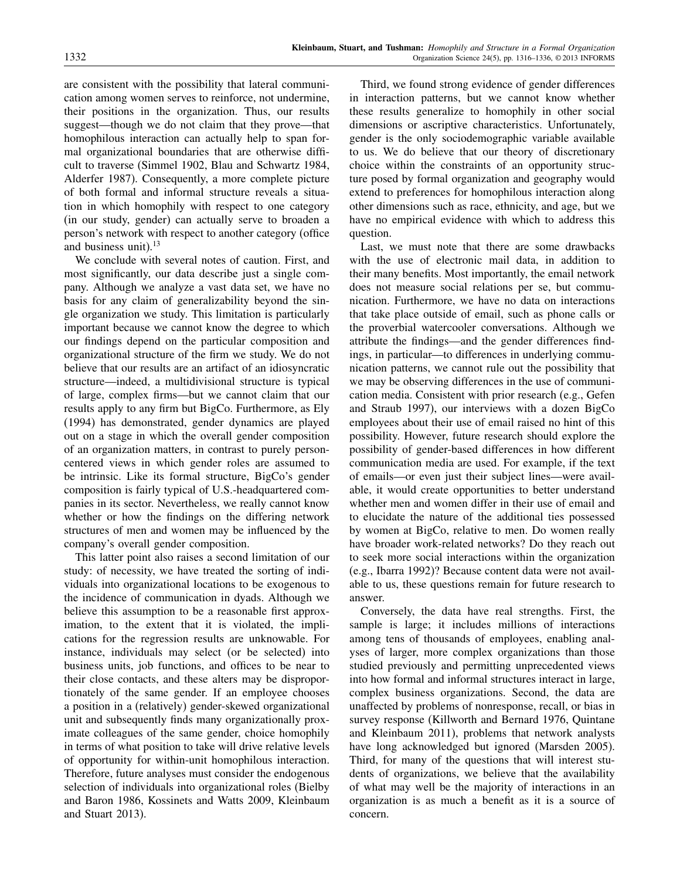are consistent with the possibility that lateral communication among women serves to reinforce, not undermine, their positions in the organization. Thus, our results suggest—though we do not claim that they prove—that homophilous interaction can actually help to span formal organizational boundaries that are otherwise difficult to traverse (Simmel 1902, Blau and Schwartz 1984, Alderfer 1987). Consequently, a more complete picture of both formal and informal structure reveals a situation in which homophily with respect to one category (in our study, gender) can actually serve to broaden a person's network with respect to another category (office and business unit).[13]

We conclude with several notes of caution. First, and most significantly, our data describe just a single company. Although we analyze a vast data set, we have no basis for any claim of generalizability beyond the single organization we study. This limitation is particularly important because we cannot know the degree to which our findings depend on the particular composition and organizational structure of the firm we study. We do not believe that our results are an artifact of an idiosyncratic structure—indeed, a multidivisional structure is typical of large, complex firms—but we cannot claim that our results apply to any firm but BigCo. Furthermore, as Ely (1994) has demonstrated, gender dynamics are played out on a stage in which the overall gender composition of an organization matters, in contrast to purely person-centered views in which gender roles are assumed to be intrinsic. Like its formal structure, BigCo's gender composition is fairly typical of U.S.-headquartered companies in its sector. Nevertheless, we really cannot know whether or how the findings on the differing network structures of men and women may be influenced by the company's overall gender composition.

This latter point also raises a second limitation of our study: of necessity, we have treated the sorting of individuals into organizational locations to be exogenous to the incidence of communication in dyads. Although we believe this assumption to be a reasonable first approximation, to the extent that it is violated, the implications for the regression results are unknowable. For instance, individuals may select (or be selected) into business units, job functions, and offices to be near to their close contacts, and these alters may be disproportionately of the same gender. If an employee chooses a position in a (relatively) gender-skewed organizational unit and subsequently finds many organizationally proximate colleagues of the same gender, choice homophily in terms of what position to take will drive relative levels of opportunity for within-unit homophilous interaction. Therefore, future analyses must consider the endogenous selection of individuals into organizational roles (Bielby and Baron 1986, Kossinets and Watts 2009, Kleinbaum and Stuart 2013).

Third, we found strong evidence of gender differences in interaction patterns, but we cannot know whether these results generalize to homophily in other social dimensions or ascriptive characteristics. Unfortunately, gender is the only sociodemographic variable available to us. We do believe that our theory of discretionary choice within the constraints of an opportunity structure posed by formal organization and geography would extend to preferences for homophilous interaction along other dimensions such as race, ethnicity, and age, but we have no empirical evidence with which to address this question.

Last, we must note that there are some drawbacks with the use of electronic mail data, in addition to their many benefits. Most importantly, the email network does not measure social relations per se, but communication. Furthermore, we have no data on interactions that take place outside of email, such as phone calls or the proverbial watercooler conversations. Although we attribute the findings—and the gender differences findings, in particular—to differences in underlying communication patterns, we cannot rule out the possibility that we may be observing differences in the use of communication media. Consistent with prior research (e.g., Gefen and Straub 1997), our interviews with a dozen BigCo employees about their use of email raised no hint of this possibility. However, future research should explore the possibility of gender-based differences in how different communication media are used. For example, if the text of emails—or even just their subject lines—were available, it would create opportunities to better understand whether men and women differ in their use of email and to elucidate the nature of the additional ties possessed by women at BigCo, relative to men. Do women really have broader work-related networks? Do they reach out to seek more social interactions within the organization (e.g., Ibarra 1992)? Because content data were not available to us, these questions remain for future research to answer.

Conversely, the data have real strengths. First, the sample is large; it includes millions of interactions among tens of thousands of employees, enabling analyses of larger, more complex organizations than those studied previously and permitting unprecedented views into how formal and informal structures interact in large, complex business organizations. Second, the data are unaffected by problems of nonresponse, recall, or bias in survey response (Killworth and Bernard 1976, Quintane and Kleinbaum 2011), problems that network analysts have long acknowledged but ignored (Marsden 2005). Third, for many of the questions that will interest students of organizations, we believe that the availability of what may well be the majority of interactions in an organization is as much a benefit as it is a source of concern.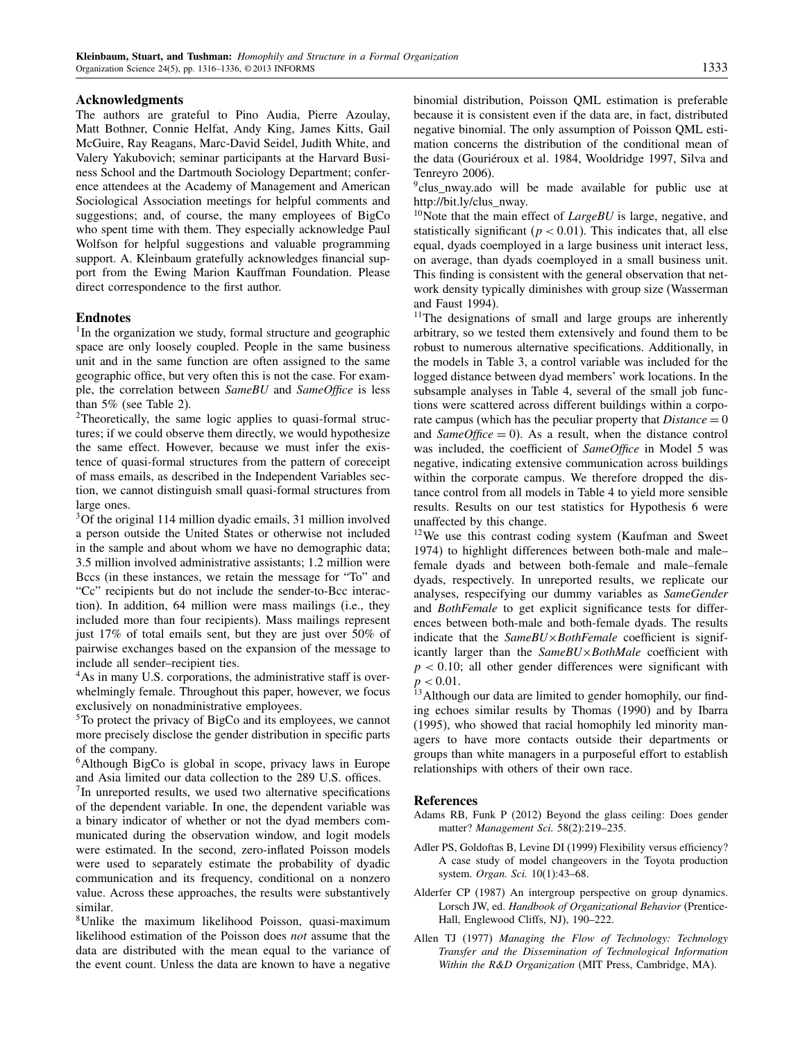## Acknowledgments

The authors are grateful to Pino Audia, Pierre Azoulay, Matt Bothner, Connie Helfat, Andy King, James Kitts, Gail McGuire, Ray Reagans, Marc-David Seidel, Judith White, and Valery Yakubovich; seminar participants at the Harvard Business School and the Dartmouth Sociology Department; conference attendees at the Academy of Management and American Sociological Association meetings for helpful comments and suggestions; and, of course, the many employees of BigCo who spent time with them. They especially acknowledge Paul Wolfson for helpful suggestions and valuable programming support. A. Kleinbaum gratefully acknowledges financial support from the Ewing Marion Kauffman Foundation. Please direct correspondence to the first author.

## Endnotes

[1]In the organization we study, formal structure and geographic space are only loosely coupled. People in the same business unit and in the same function are often assigned to the same geographic office, but very often this is not the case. For example, the correlation between *SameBU* and *SameOffice* is less than 5% (see Table 2).

[2]Theoretically, the same logic applies to quasi-formal structures; if we could observe them directly, we would hypothesize the same effect. However, because we must infer the existence of quasi-formal structures from the pattern of coreceipt of mass emails, as described in the Independent Variables section, we cannot distinguish small quasi-formal structures from large ones.

[3]Of the original 114 million dyadic emails, 31 million involved a person outside the United States or otherwise not included in the sample and about whom we have no demographic data; 3.5 million involved administrative assistants; 1.2 million were Bccs (in these instances, we retain the message for "To" and "Cc" recipients but do not include the sender-to-Bcc interaction). In addition, 64 million were mass mailings (i.e., they included more than four recipients). Mass mailings represent just 17% of total emails sent, but they are just over 50% of pairwise exchanges based on the expansion of the message to include all sender–recipient ties.

[4]As in many U.S. corporations, the administrative staff is overwhelmingly female. Throughout this paper, however, we focus exclusively on nonadministrative employees.

[5]To protect the privacy of BigCo and its employees, we cannot more precisely disclose the gender distribution in specific parts of the company.

[6]Although BigCo is global in scope, privacy laws in Europe and Asia limited our data collection to the 289 U.S. offices.

[7]In unreported results, we used two alternative specifications of the dependent variable. In one, the dependent variable was a binary indicator of whether or not the dyad members communicated during the observation window, and logit models were estimated. In the second, zero-inflated Poisson models were used to separately estimate the probability of dyadic communication and its frequency, conditional on a nonzero value. Across these approaches, the results were substantively similar.

[8]Unlike the maximum likelihood Poisson, quasi-maximum likelihood estimation of the Poisson does *not* assume that the data are distributed with the mean equal to the variance of the event count. Unless the data are known to have a negative binomial distribution, Poisson QML estimation is preferable because it is consistent even if the data are, in fact, distributed negative binomial. The only assumption of Poisson QML estimation concerns the distribution of the conditional mean of the data (Gouriéroux et al. 1984, Wooldridge 1997, Silva and Tenreyro 2006).

[9]clus_nway.ado will be made available for public use at http://bit.ly/clus_nway.

[10]Note that the main effect of *LargeBU* is large, negative, and statistically significant ($p < 0.01$). This indicates that, all else equal, dyads coemployed in a large business unit interact less, on average, than dyads coemployed in a small business unit. This finding is consistent with the general observation that network density typically diminishes with group size (Wasserman and Faust 1994).

[11]The designations of small and large groups are inherently arbitrary, so we tested them extensively and found them to be robust to numerous alternative specifications. Additionally, in the models in Table 3, a control variable was included for the logged distance between dyad members' work locations. In the subsample analyses in Table 4, several of the small job functions were scattered across different buildings within a corporate campus (which has the peculiar property that $Distance = 0$ and $SameOffice = 0$). As a result, when the distance control was included, the coefficient of *SameOffice* in Model 5 was negative, indicating extensive communication across buildings within the corporate campus. We therefore dropped the distance control from all models in Table 4 to yield more sensible results. Results on our test statistics for Hypothesis 6 were unaffected by this change.

[12]We use this contrast coding system (Kaufman and Sweet 1974) to highlight differences between both-male and male–female dyads and between both-female and male–female dyads, respectively. In unreported results, we replicate our analyses, respecifying our dummy variables as *SameGender* and *BothFemale* to get explicit significance tests for differences between both-male and both-female dyads. The results indicate that the *SameBU*×*BothFemale* coefficient is significantly larger than the *SameBU*×*BothMale* coefficient with $p < 0.10$; all other gender differences were significant with $p < 0.01$.

[13]Although our data are limited to gender homophily, our finding echoes similar results by Thomas (1990) and by Ibarra (1995), who showed that racial homophily led minority managers to have more contacts outside their departments or groups than white managers in a purposeful effort to establish relationships with others of their own race.

## References

Adams RB, Funk P (2012) Beyond the glass ceiling: Does gender matter? *Management Sci.* 58(2):219–235.

Adler PS, Goldoftas B, Levine DI (1999) Flexibility versus efficiency? A case study of model changeovers in the Toyota production system. *Organ. Sci.* 10(1):43–68.

Alderfer CP (1987) An intergroup perspective on group dynamics. Lorsch JW, ed. *Handbook of Organizational Behavior* (Prentice-Hall, Englewood Cliffs, NJ), 190–222.

Allen TJ (1977) *Managing the Flow of Technology: Technology Transfer and the Dissemination of Technological Information Within the R&D Organization* (MIT Press, Cambridge, MA).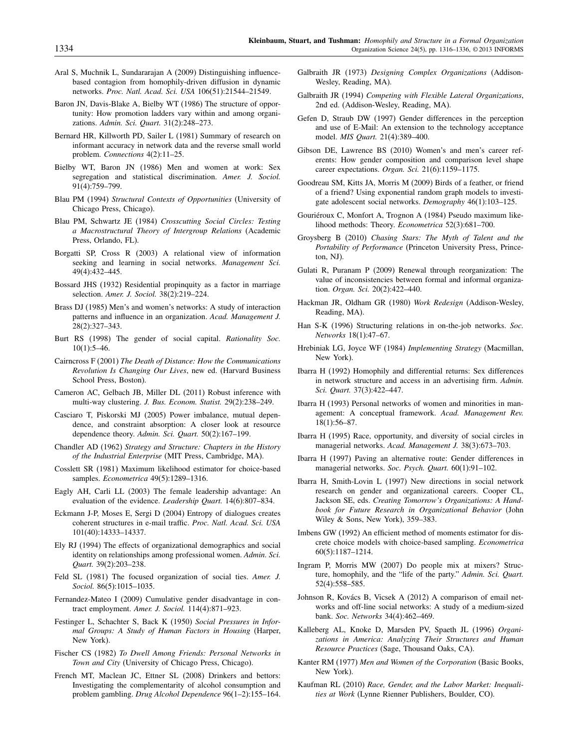Aral S, Muchnik L, Sundararajan A (2009) Distinguishing influence-based contagion from homophily-driven diffusion in dynamic networks. *Proc. Natl. Acad. Sci. USA* 106(51):21544–21549.

Baron JN, Davis-Blake A, Bielby WT (1986) The structure of opportunity: How promotion ladders vary within and among organizations. *Admin. Sci. Quart.* 31(2):248–273.

Bernard HR, Killworth PD, Sailer L (1981) Summary of research on informant accuracy in network data and the reverse small world problem. *Connections* 4(2):11–25.

Bielby WT, Baron JN (1986) Men and women at work: Sex segregation and statistical discrimination. *Amer. J. Sociol.* 91(4):759–799.

Blau PM (1994) *Structural Contexts of Opportunities* (University of Chicago Press, Chicago).

Blau PM, Schwartz JE (1984) *Crosscutting Social Circles: Testing a Macrostructural Theory of Intergroup Relations* (Academic Press, Orlando, FL).

Borgatti SP, Cross R (2003) A relational view of information seeking and learning in social networks. *Management Sci.* 49(4):432–445.

Bossard JHS (1932) Residential propinquity as a factor in marriage selection. *Amer. J. Sociol.* 38(2):219–224.

Brass DJ (1985) Men's and women's networks: A study of interaction patterns and influence in an organization. *Acad. Management J.* 28(2):327–343.

Burt RS (1998) The gender of social capital. *Rationality Soc.* 10(1):5–46.

Cairncross F (2001) *The Death of Distance: How the Communications Revolution Is Changing Our Lives*, new ed. (Harvard Business School Press, Boston).

Cameron AC, Gelbach JB, Miller DL (2011) Robust inference with multi-way clustering. *J. Bus. Econom. Statist.* 29(2):238–249.

Casciaro T, Piskorski MJ (2005) Power imbalance, mutual dependence, and constraint absorption: A closer look at resource dependence theory. *Admin. Sci. Quart.* 50(2):167–199.

Chandler AD (1962) *Strategy and Structure: Chapters in the History of the Industrial Enterprise* (MIT Press, Cambridge, MA).

Cosslett SR (1981) Maximum likelihood estimator for choice-based samples. *Econometrica* 49(5):1289–1316.

Eagly AH, Carli LL (2003) The female leadership advantage: An evaluation of the evidence. *Leadership Quart.* 14(6):807–834.

Eckmann J-P, Moses E, Sergi D (2004) Entropy of dialogues creates coherent structures in e-mail traffic. *Proc. Natl. Acad. Sci. USA* 101(40):14333–14337.

Ely RJ (1994) The effects of organizational demographics and social identity on relationships among professional women. *Admin. Sci. Quart.* 39(2):203–238.

Feld SL (1981) The focused organization of social ties. *Amer. J. Sociol.* 86(5):1015–1035.

Fernandez-Mateo I (2009) Cumulative gender disadvantage in contract employment. *Amer. J. Sociol.* 114(4):871–923.

Festinger L, Schachter S, Back K (1950) *Social Pressures in Informal Groups: A Study of Human Factors in Housing* (Harper, New York).

Fischer CS (1982) *To Dwell Among Friends: Personal Networks in Town and City* (University of Chicago Press, Chicago).

French MT, Maclean JC, Ettner SL (2008) Drinkers and bettors: Investigating the complementarity of alcohol consumption and problem gambling. *Drug Alcohol Dependence* 96(1–2):155–164.

Galbraith JR (1973) *Designing Complex Organizations* (Addison-Wesley, Reading, MA).

Galbraith JR (1994) *Competing with Flexible Lateral Organizations*, 2nd ed. (Addison-Wesley, Reading, MA).

Gefen D, Straub DW (1997) Gender differences in the perception and use of E-Mail: An extension to the technology acceptance model. *MIS Quart.* 21(4):389–400.

Gibson DE, Lawrence BS (2010) Women's and men's career referents: How gender composition and comparison level shape career expectations. *Organ. Sci.* 21(6):1159–1175.

Goodreau SM, Kitts JA, Morris M (2009) Birds of a feather, or friend of a friend? Using exponential random graph models to investigate adolescent social networks. *Demography* 46(1):103–125.

Gouriéroux C, Monfort A, Trognon A (1984) Pseudo maximum likelihood methods: Theory. *Econometrica* 52(3):681–700.

Groysberg B (2010) *Chasing Stars: The Myth of Talent and the Portability of Performance* (Princeton University Press, Princeton, NJ).

Gulati R, Puranam P (2009) Renewal through reorganization: The value of inconsistencies between formal and informal organization. *Organ. Sci.* 20(2):422–440.

Hackman JR, Oldham GR (1980) *Work Redesign* (Addison-Wesley, Reading, MA).

Han S-K (1996) Structuring relations in on-the-job networks. *Soc. Networks* 18(1):47–67.

Hrebiniak LG, Joyce WF (1984) *Implementing Strategy* (Macmillan, New York).

Ibarra H (1992) Homophily and differential returns: Sex differences in network structure and access in an advertising firm. *Admin. Sci. Quart.* 37(3):422–447.

Ibarra H (1993) Personal networks of women and minorities in management: A conceptual framework. *Acad. Management Rev.* 18(1):56–87.

Ibarra H (1995) Race, opportunity, and diversity of social circles in managerial networks. *Acad. Management J.* 38(3):673–703.

Ibarra H (1997) Paving an alternative route: Gender differences in managerial networks. *Soc. Psych. Quart.* 60(1):91–102.

Ibarra H, Smith-Lovin L (1997) New directions in social network research on gender and organizational careers. Cooper CL, Jackson SE, eds. *Creating Tomorrow's Organizations: A Handbook for Future Research in Organizational Behavior* (John Wiley & Sons, New York), 359–383.

Imbens GW (1992) An efficient method of moments estimator for discrete choice models with choice-based sampling. *Econometrica* 60(5):1187–1214.

Ingram P, Morris MW (2007) Do people mix at mixers? Structure, homophily, and the "life of the party." *Admin. Sci. Quart.* 52(4):558–585.

Johnson R, Kovács B, Vicsek A (2012) A comparison of email networks and off-line social networks: A study of a medium-sized bank. *Soc. Networks* 34(4):462–469.

Kalleberg AL, Knoke D, Marsden PV, Spaeth JL (1996) *Organizations in America: Analyzing Their Structures and Human Resource Practices* (Sage, Thousand Oaks, CA).

Kanter RM (1977) *Men and Women of the Corporation* (Basic Books, New York).

Kaufman RL (2010) *Race, Gender, and the Labor Market: Inequalities at Work* (Lynne Rienner Publishers, Boulder, CO).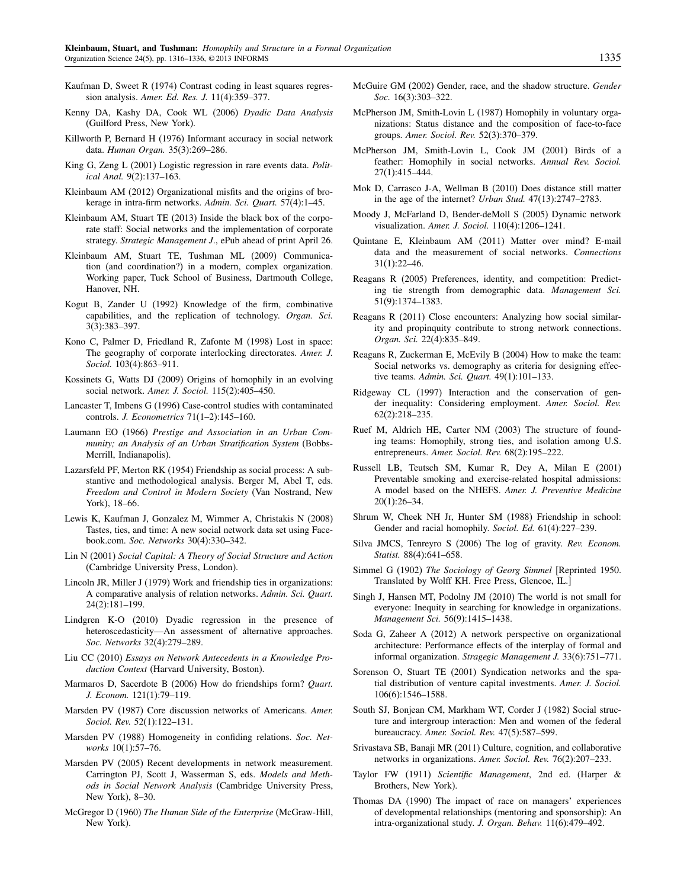Kaufman D, Sweet R (1974) Contrast coding in least squares regression analysis. *Amer. Ed. Res. J.* 11(4):359–377.

Kenny DA, Kashy DA, Cook WL (2006) *Dyadic Data Analysis* (Guilford Press, New York).

Killworth P, Bernard H (1976) Informant accuracy in social network data. *Human Organ.* 35(3):269–286.

King G, Zeng L (2001) Logistic regression in rare events data. *Political Anal.* 9(2):137–163.

Kleinbaum AM (2012) Organizational misfits and the origins of brokerage in intra-firm networks. *Admin. Sci. Quart.* 57(4):1–45.

Kleinbaum AM, Stuart TE (2013) Inside the black box of the corporate staff: Social networks and the implementation of corporate strategy. *Strategic Management J*., ePub ahead of print April 26.

Kleinbaum AM, Stuart TE, Tushman ML (2009) Communication (and coordination?) in a modern, complex organization. Working paper, Tuck School of Business, Dartmouth College, Hanover, NH.

Kogut B, Zander U (1992) Knowledge of the firm, combinative capabilities, and the replication of technology. *Organ. Sci.* 3(3):383–397.

Kono C, Palmer D, Friedland R, Zafonte M (1998) Lost in space: The geography of corporate interlocking directorates. *Amer. J. Sociol.* 103(4):863–911.

Kossinets G, Watts DJ (2009) Origins of homophily in an evolving social network. *Amer. J. Sociol.* 115(2):405–450.

Lancaster T, Imbens G (1996) Case-control studies with contaminated controls. *J. Econometrics* 71(1–2):145–160.

Laumann EO (1966) *Prestige and Association in an Urban Community; an Analysis of an Urban Stratification System* (Bobbs-Merrill, Indianapolis).

Lazarsfeld PF, Merton RK (1954) Friendship as social process: A substantive and methodological analysis. Berger M, Abel T, eds. *Freedom and Control in Modern Society* (Van Nostrand, New York), 18–66.

Lewis K, Kaufman J, Gonzalez M, Wimmer A, Christakis N (2008) Tastes, ties, and time: A new social network data set using Facebook.com. *Soc. Networks* 30(4):330–342.

Lin N (2001) *Social Capital: A Theory of Social Structure and Action* (Cambridge University Press, London).

Lincoln JR, Miller J (1979) Work and friendship ties in organizations: A comparative analysis of relation networks. *Admin. Sci. Quart.* 24(2):181–199.

Lindgren K-O (2010) Dyadic regression in the presence of heteroscedasticity—An assessment of alternative approaches. *Soc. Networks* 32(4):279–289.

Liu CC (2010) *Essays on Network Antecedents in a Knowledge Production Context* (Harvard University, Boston).

Marmaros D, Sacerdote B (2006) How do friendships form? *Quart. J. Econom.* 121(1):79–119.

Marsden PV (1987) Core discussion networks of Americans. *Amer. Sociol. Rev.* 52(1):122–131.

Marsden PV (1988) Homogeneity in confiding relations. *Soc. Networks* 10(1):57–76.

Marsden PV (2005) Recent developments in network measurement. Carrington PJ, Scott J, Wasserman S, eds. *Models and Methods in Social Network Analysis* (Cambridge University Press, New York), 8–30.

McGregor D (1960) *The Human Side of the Enterprise* (McGraw-Hill, New York).

McGuire GM (2002) Gender, race, and the shadow structure. *Gender Soc.* 16(3):303–322.

McPherson JM, Smith-Lovin L (1987) Homophily in voluntary organizations: Status distance and the composition of face-to-face groups. *Amer. Sociol. Rev.* 52(3):370–379.

McPherson JM, Smith-Lovin L, Cook JM (2001) Birds of a feather: Homophily in social networks. *Annual Rev. Sociol.* 27(1):415–444.

Mok D, Carrasco J-A, Wellman B (2010) Does distance still matter in the age of the internet? *Urban Stud.* 47(13):2747–2783.

Moody J, McFarland D, Bender-deMoll S (2005) Dynamic network visualization. *Amer. J. Sociol.* 110(4):1206–1241.

Quintane E, Kleinbaum AM (2011) Matter over mind? E-mail data and the measurement of social networks. *Connections* 31(1):22–46.

Reagans R (2005) Preferences, identity, and competition: Predicting tie strength from demographic data. *Management Sci.* 51(9):1374–1383.

Reagans R (2011) Close encounters: Analyzing how social similarity and propinquity contribute to strong network connections. *Organ. Sci.* 22(4):835–849.

Reagans R, Zuckerman E, McEvily B (2004) How to make the team: Social networks vs. demography as criteria for designing effective teams. *Admin. Sci. Quart.* 49(1):101–133.

Ridgeway CL (1997) Interaction and the conservation of gender inequality: Considering employment. *Amer. Sociol. Rev.* 62(2):218–235.

Ruef M, Aldrich HE, Carter NM (2003) The structure of founding teams: Homophily, strong ties, and isolation among U.S. entrepreneurs. *Amer. Sociol. Rev.* 68(2):195–222.

Russell LB, Teutsch SM, Kumar R, Dey A, Milan E (2001) Preventable smoking and exercise-related hospital admissions: A model based on the NHEFS. *Amer. J. Preventive Medicine* 20(1):26–34.

Shrum W, Cheek NH Jr, Hunter SM (1988) Friendship in school: Gender and racial homophily. *Sociol. Ed.* 61(4):227–239.

Silva JMCS, Tenreyro S (2006) The log of gravity. *Rev. Econom. Statist.* 88(4):641–658.

Simmel G (1902) *The Sociology of Georg Simmel* [Reprinted 1950. Translated by Wolff KH. Free Press, Glencoe, IL.]

Singh J, Hansen MT, Podolny JM (2010) The world is not small for everyone: Inequity in searching for knowledge in organizations. *Management Sci.* 56(9):1415–1438.

Soda G, Zaheer A (2012) A network perspective on organizational architecture: Performance effects of the interplay of formal and informal organization. *Stragegic Management J.* 33(6):751–771.

Sorenson O, Stuart TE (2001) Syndication networks and the spatial distribution of venture capital investments. *Amer. J. Sociol.* 106(6):1546–1588.

South SJ, Bonjean CM, Markham WT, Corder J (1982) Social structure and intergroup interaction: Men and women of the federal bureaucracy. *Amer. Sociol. Rev.* 47(5):587–599.

Srivastava SB, Banaji MR (2011) Culture, cognition, and collaborative networks in organizations. *Amer. Sociol. Rev.* 76(2):207–233.

Taylor FW (1911) *Scientific Management*, 2nd ed. (Harper & Brothers, New York).

Thomas DA (1990) The impact of race on managers' experiences of developmental relationships (mentoring and sponsorship): An intra-organizational study. *J. Organ. Behav.* 11(6):479–492.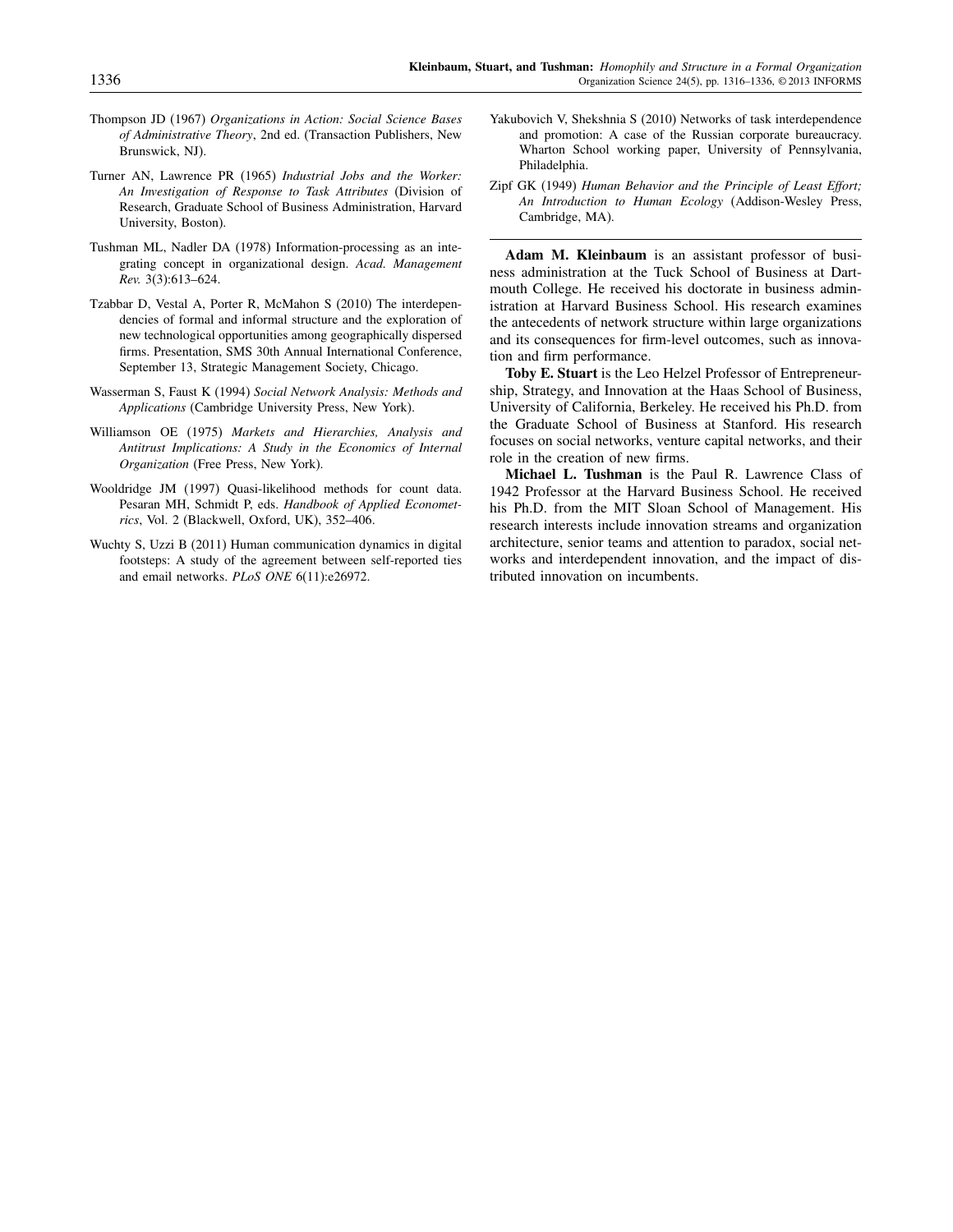Thompson JD (1967) *Organizations in Action: Social Science Bases of Administrative Theory*, 2nd ed. (Transaction Publishers, New Brunswick, NJ).

Turner AN, Lawrence PR (1965) *Industrial Jobs and the Worker: An Investigation of Response to Task Attributes* (Division of Research, Graduate School of Business Administration, Harvard University, Boston).

Tushman ML, Nadler DA (1978) Information-processing as an integrating concept in organizational design. *Acad. Management Rev.* 3(3):613–624.

Tzabbar D, Vestal A, Porter R, McMahon S (2010) The interdependencies of formal and informal structure and the exploration of new technological opportunities among geographically dispersed firms. Presentation, SMS 30th Annual International Conference, September 13, Strategic Management Society, Chicago.

Wasserman S, Faust K (1994) *Social Network Analysis: Methods and Applications* (Cambridge University Press, New York).

Williamson OE (1975) *Markets and Hierarchies, Analysis and Antitrust Implications: A Study in the Economics of Internal Organization* (Free Press, New York).

Wooldridge JM (1997) Quasi-likelihood methods for count data. Pesaran MH, Schmidt P, eds. *Handbook of Applied Econometrics*, Vol. 2 (Blackwell, Oxford, UK), 352–406.

Wuchty S, Uzzi B (2011) Human communication dynamics in digital footsteps: A study of the agreement between self-reported ties and email networks. *PLoS ONE* 6(11):e26972.

Yakubovich V, Shekshnia S (2010) Networks of task interdependence and promotion: A case of the Russian corporate bureaucracy. Wharton School working paper, University of Pennsylvania, Philadelphia.

Zipf GK (1949) *Human Behavior and the Principle of Least Effort; An Introduction to Human Ecology* (Addison-Wesley Press, Cambridge, MA).

---

**Adam M. Kleinbaum** is an assistant professor of business administration at the Tuck School of Business at Dartmouth College. He received his doctorate in business administration at Harvard Business School. His research examines the antecedents of network structure within large organizations and its consequences for firm-level outcomes, such as innovation and firm performance.

**Toby E. Stuart** is the Leo Helzel Professor of Entrepreneurship, Strategy, and Innovation at the Haas School of Business, University of California, Berkeley. He received his Ph.D. from the Graduate School of Business at Stanford. His research focuses on social networks, venture capital networks, and their role in the creation of new firms.

**Michael L. Tushman** is the Paul R. Lawrence Class of 1942 Professor at the Harvard Business School. He received his Ph.D. from the MIT Sloan School of Management. His research interests include innovation streams and organization architecture, senior teams and attention to paradox, social networks and interdependent innovation, and the impact of distributed innovation on incumbents.